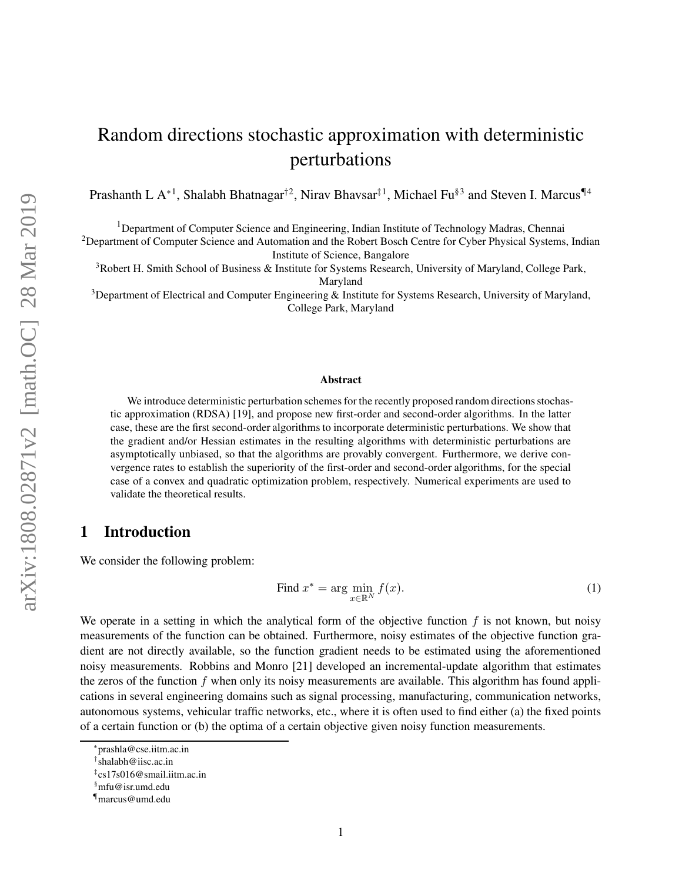# Random directions stochastic approximation with deterministic perturbations

Prashanth L A*[1], Shalabh Bhatnagar†[2], Nirav Bhavsar‡[1], Michael Fu§[3] and Steven I. Marcus¶[4]

[1]Department of Computer Science and Engineering, Indian Institute of Technology Madras, Chennai
[2]Department of Computer Science and Automation and the Robert Bosch Centre for Cyber Physical Systems, Indian Institute of Science, Bangalore
[3]Robert H. Smith School of Business & Institute for Systems Research, University of Maryland, College Park, Maryland
[3]Department of Electrical and Computer Engineering & Institute for Systems Research, University of Maryland, College Park, Maryland

### Abstract

We introduce deterministic perturbation schemes for the recently proposed random directions stochastic approximation (RDSA) [19], and propose new first-order and second-order algorithms. In the latter case, these are the first second-order algorithms to incorporate deterministic perturbations. We show that the gradient and/or Hessian estimates in the resulting algorithms with deterministic perturbations are asymptotically unbiased, so that the algorithms are provably convergent. Furthermore, we derive convergence rates to establish the superiority of the first-order and second-order algorithms, for the special case of a convex and quadratic optimization problem, respectively. Numerical experiments are used to validate the theoretical results.

## 1 Introduction

We consider the following problem:

$$\text{Find } x^* = \arg\min_{x \in \mathbb{R}^N} f(x). \tag{1}$$

We operate in a setting in which the analytical form of the objective function $f$ is not known, but noisy measurements of the function can be obtained. Furthermore, noisy estimates of the objective function gradient are not directly available, so the function gradient needs to be estimated using the aforementioned noisy measurements. Robbins and Monro [21] developed an incremental-update algorithm that estimates the zeros of the function $f$ when only its noisy measurements are available. This algorithm has found applications in several engineering domains such as signal processing, manufacturing, communication networks, autonomous systems, vehicular traffic networks, etc., where it is often used to find either (a) the fixed points of a certain function or (b) the optima of a certain objective given noisy function measurements.

*prashla@cse.iitm.ac.in
†shalabh@iisc.ac.in
‡cs17s016@smail.iitm.ac.in
§mfu@isr.umd.edu
¶marcus@umd.edu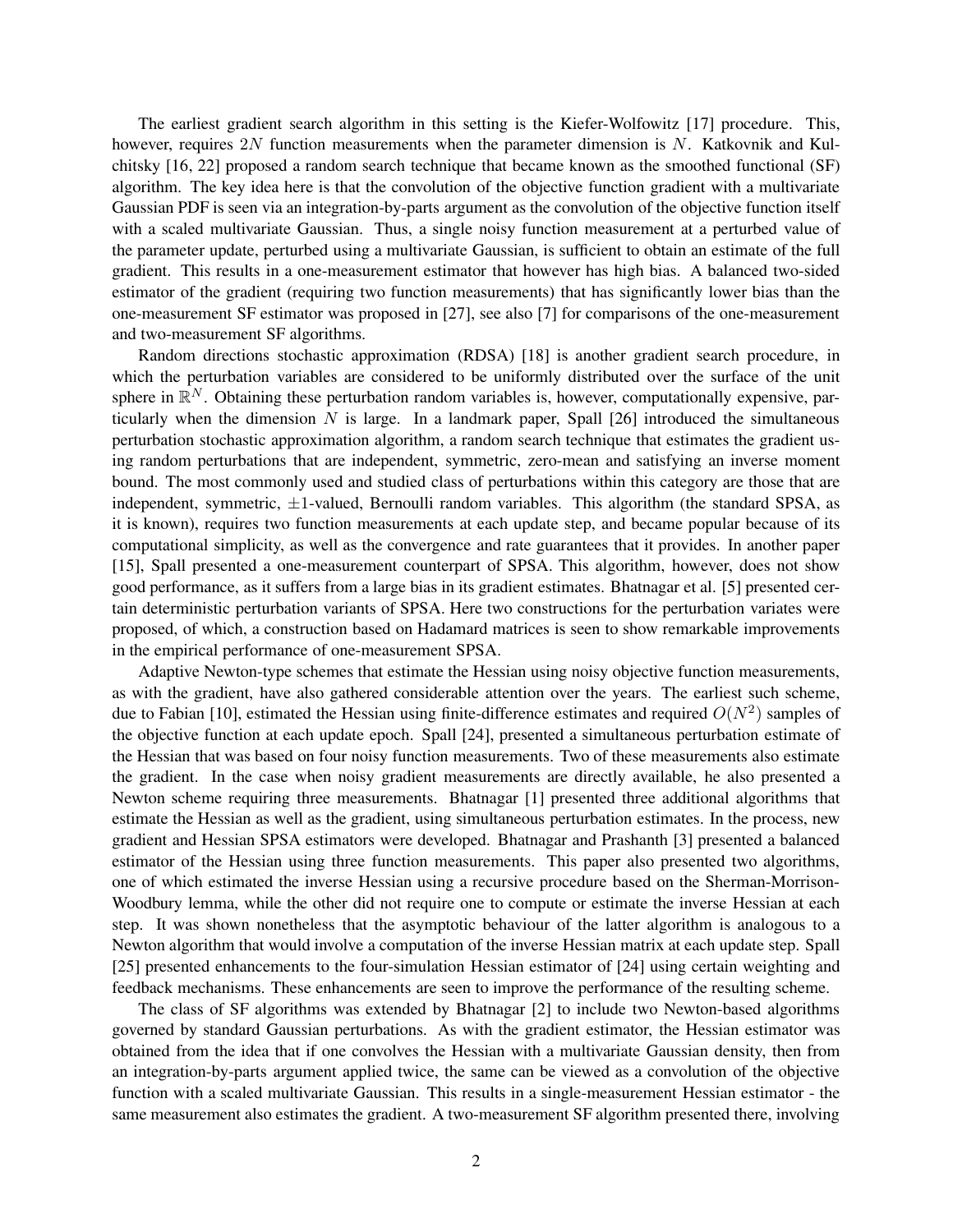The earliest gradient search algorithm in this setting is the Kiefer-Wolfowitz [17] procedure. This, however, requires $2N$ function measurements when the parameter dimension is $N$. Katkovnik and Kulchitsky [16, 22] proposed a random search technique that became known as the smoothed functional (SF) algorithm. The key idea here is that the convolution of the objective function gradient with a multivariate Gaussian PDF is seen via an integration-by-parts argument as the convolution of the objective function itself with a scaled multivariate Gaussian. Thus, a single noisy function measurement at a perturbed value of the parameter update, perturbed using a multivariate Gaussian, is sufficient to obtain an estimate of the full gradient. This results in a one-measurement estimator that however has high bias. A balanced two-sided estimator of the gradient (requiring two function measurements) that has significantly lower bias than the one-measurement SF estimator was proposed in [27], see also [7] for comparisons of the one-measurement and two-measurement SF algorithms.

Random directions stochastic approximation (RDSA) [18] is another gradient search procedure, in which the perturbation variables are considered to be uniformly distributed over the surface of the unit sphere in $\mathbb{R}^N$. Obtaining these perturbation random variables is, however, computationally expensive, particularly when the dimension $N$ is large. In a landmark paper, Spall [26] introduced the simultaneous perturbation stochastic approximation algorithm, a random search technique that estimates the gradient using random perturbations that are independent, symmetric, zero-mean and satisfying an inverse moment bound. The most commonly used and studied class of perturbations within this category are those that are independent, symmetric, $\pm 1$-valued, Bernoulli random variables. This algorithm (the standard SPSA, as it is known), requires two function measurements at each update step, and became popular because of its computational simplicity, as well as the convergence and rate guarantees that it provides. In another paper [15], Spall presented a one-measurement counterpart of SPSA. This algorithm, however, does not show good performance, as it suffers from a large bias in its gradient estimates. Bhatnagar et al. [5] presented certain deterministic perturbation variants of SPSA. Here two constructions for the perturbation variates were proposed, of which, a construction based on Hadamard matrices is seen to show remarkable improvements in the empirical performance of one-measurement SPSA.

Adaptive Newton-type schemes that estimate the Hessian using noisy objective function measurements, as with the gradient, have also gathered considerable attention over the years. The earliest such scheme, due to Fabian [10], estimated the Hessian using finite-difference estimates and required $O(N^2)$ samples of the objective function at each update epoch. Spall [24], presented a simultaneous perturbation estimate of the Hessian that was based on four noisy function measurements. Two of these measurements also estimate the gradient. In the case when noisy gradient measurements are directly available, he also presented a Newton scheme requiring three measurements. Bhatnagar [1] presented three additional algorithms that estimate the Hessian as well as the gradient, using simultaneous perturbation estimates. In the process, new gradient and Hessian SPSA estimators were developed. Bhatnagar and Prashanth [3] presented a balanced estimator of the Hessian using three function measurements. This paper also presented two algorithms, one of which estimated the inverse Hessian using a recursive procedure based on the Sherman-Morrison-Woodbury lemma, while the other did not require one to compute or estimate the inverse Hessian at each step. It was shown nonetheless that the asymptotic behaviour of the latter algorithm is analogous to a Newton algorithm that would involve a computation of the inverse Hessian matrix at each update step. Spall [25] presented enhancements to the four-simulation Hessian estimator of [24] using certain weighting and feedback mechanisms. These enhancements are seen to improve the performance of the resulting scheme.

The class of SF algorithms was extended by Bhatnagar [2] to include two Newton-based algorithms governed by standard Gaussian perturbations. As with the gradient estimator, the Hessian estimator was obtained from the idea that if one convolves the Hessian with a multivariate Gaussian density, then from an integration-by-parts argument applied twice, the same can be viewed as a convolution of the objective function with a scaled multivariate Gaussian. This results in a single-measurement Hessian estimator - the same measurement also estimates the gradient. A two-measurement SF algorithm presented there, involving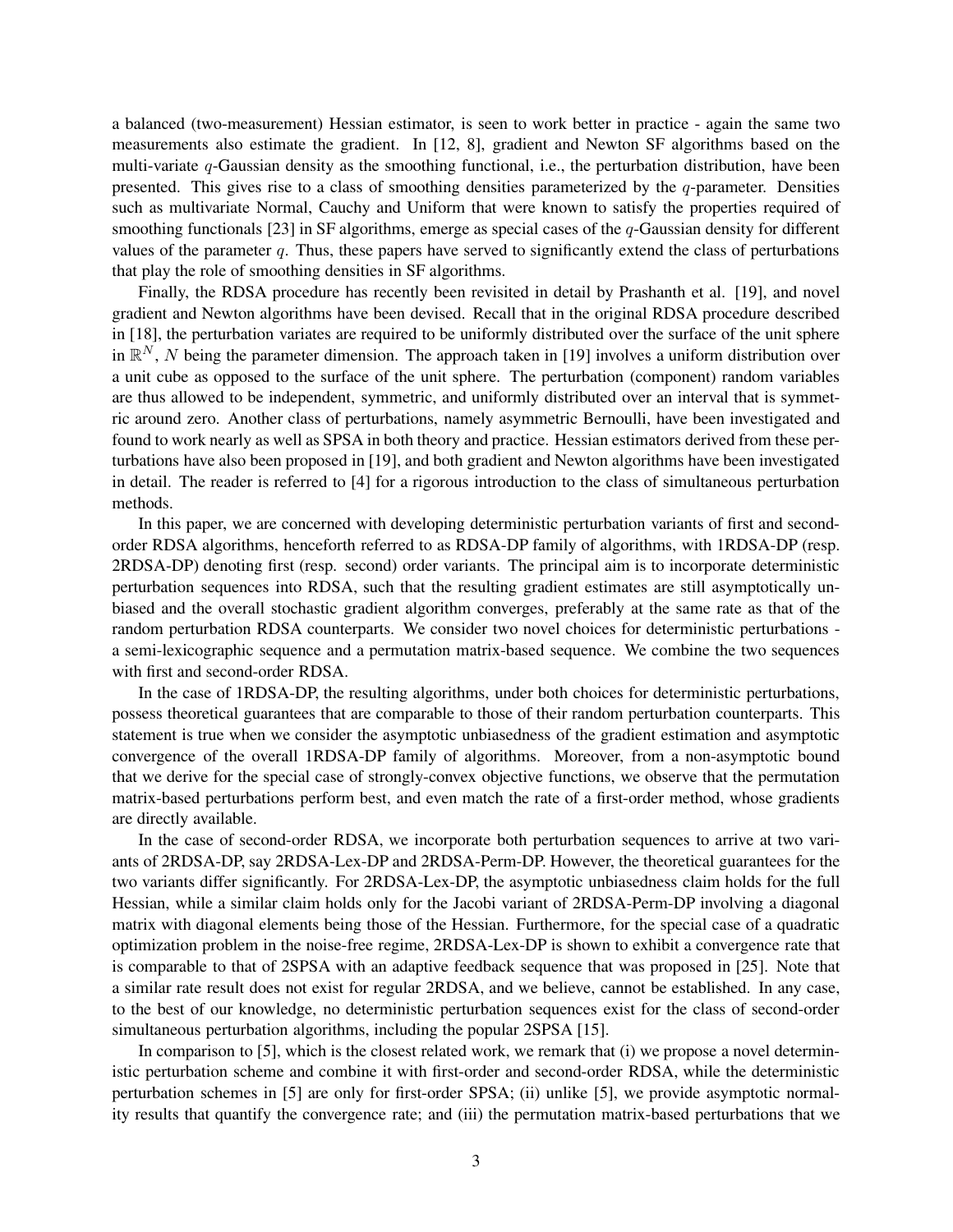a balanced (two-measurement) Hessian estimator, is seen to work better in practice - again the same two measurements also estimate the gradient. In [12, 8], gradient and Newton SF algorithms based on the multi-variate $q$-Gaussian density as the smoothing functional, i.e., the perturbation distribution, have been presented. This gives rise to a class of smoothing densities parameterized by the $q$-parameter. Densities such as multivariate Normal, Cauchy and Uniform that were known to satisfy the properties required of smoothing functionals [23] in SF algorithms, emerge as special cases of the $q$-Gaussian density for different values of the parameter $q$. Thus, these papers have served to significantly extend the class of perturbations that play the role of smoothing densities in SF algorithms.

Finally, the RDSA procedure has recently been revisited in detail by Prashanth et al. [19], and novel gradient and Newton algorithms have been devised. Recall that in the original RDSA procedure described in [18], the perturbation variates are required to be uniformly distributed over the surface of the unit sphere in $\mathbb{R}^N$, $N$ being the parameter dimension. The approach taken in [19] involves a uniform distribution over a unit cube as opposed to the surface of the unit sphere. The perturbation (component) random variables are thus allowed to be independent, symmetric, and uniformly distributed over an interval that is symmetric around zero. Another class of perturbations, namely asymmetric Bernoulli, have been investigated and found to work nearly as well as SPSA in both theory and practice. Hessian estimators derived from these perturbations have also been proposed in [19], and both gradient and Newton algorithms have been investigated in detail. The reader is referred to [4] for a rigorous introduction to the class of simultaneous perturbation methods.

In this paper, we are concerned with developing deterministic perturbation variants of first and second-order RDSA algorithms, henceforth referred to as RDSA-DP family of algorithms, with 1RDSA-DP (resp. 2RDSA-DP) denoting first (resp. second) order variants. The principal aim is to incorporate deterministic perturbation sequences into RDSA, such that the resulting gradient estimates are still asymptotically unbiased and the overall stochastic gradient algorithm converges, preferably at the same rate as that of the random perturbation RDSA counterparts. We consider two novel choices for deterministic perturbations - a semi-lexicographic sequence and a permutation matrix-based sequence. We combine the two sequences with first and second-order RDSA.

In the case of 1RDSA-DP, the resulting algorithms, under both choices for deterministic perturbations, possess theoretical guarantees that are comparable to those of their random perturbation counterparts. This statement is true when we consider the asymptotic unbiasedness of the gradient estimation and asymptotic convergence of the overall 1RDSA-DP family of algorithms. Moreover, from a non-asymptotic bound that we derive for the special case of strongly-convex objective functions, we observe that the permutation matrix-based perturbations perform best, and even match the rate of a first-order method, whose gradients are directly available.

In the case of second-order RDSA, we incorporate both perturbation sequences to arrive at two variants of 2RDSA-DP, say 2RDSA-Lex-DP and 2RDSA-Perm-DP. However, the theoretical guarantees for the two variants differ significantly. For 2RDSA-Lex-DP, the asymptotic unbiasedness claim holds for the full Hessian, while a similar claim holds only for the Jacobi variant of 2RDSA-Perm-DP involving a diagonal matrix with diagonal elements being those of the Hessian. Furthermore, for the special case of a quadratic optimization problem in the noise-free regime, 2RDSA-Lex-DP is shown to exhibit a convergence rate that is comparable to that of 2SPSA with an adaptive feedback sequence that was proposed in [25]. Note that a similar rate result does not exist for regular 2RDSA, and we believe, cannot be established. In any case, to the best of our knowledge, no deterministic perturbation sequences exist for the class of second-order simultaneous perturbation algorithms, including the popular 2SPSA [15].

In comparison to [5], which is the closest related work, we remark that (i) we propose a novel deterministic perturbation scheme and combine it with first-order and second-order RDSA, while the deterministic perturbation schemes in [5] are only for first-order SPSA; (ii) unlike [5], we provide asymptotic normality results that quantify the convergence rate; and (iii) the permutation matrix-based perturbations that we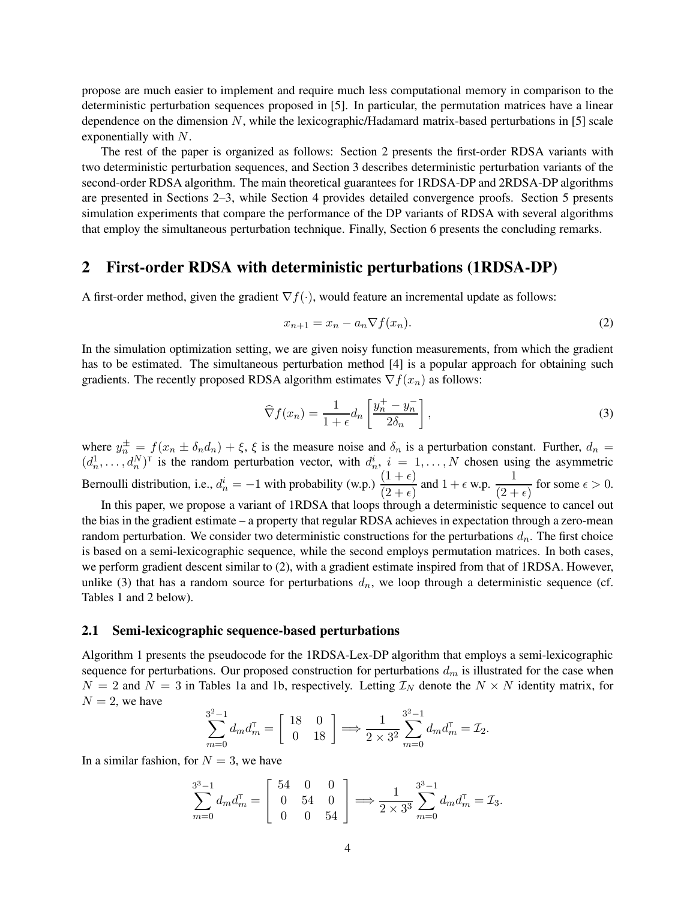propose are much easier to implement and require much less computational memory in comparison to the deterministic perturbation sequences proposed in [5]. In particular, the permutation matrices have a linear dependence on the dimension $N$, while the lexicographic/Hadamard matrix-based perturbations in [5] scale exponentially with $N$.

The rest of the paper is organized as follows: Section 2 presents the first-order RDSA variants with two deterministic perturbation sequences, and Section 3 describes deterministic perturbation variants of the second-order RDSA algorithm. The main theoretical guarantees for 1RDSA-DP and 2RDSA-DP algorithms are presented in Sections 2–3, while Section 4 provides detailed convergence proofs. Section 5 presents simulation experiments that compare the performance of the DP variants of RDSA with several algorithms that employ the simultaneous perturbation technique. Finally, Section 6 presents the concluding remarks.

## 2 First-order RDSA with deterministic perturbations (1RDSA-DP)

A first-order method, given the gradient $\nabla f(\cdot)$, would feature an incremental update as follows:

$$x_{n+1} = x_n - a_n \nabla f(x_n). \tag{2}$$

In the simulation optimization setting, we are given noisy function measurements, from which the gradient has to be estimated. The simultaneous perturbation method [4] is a popular approach for obtaining such gradients. The recently proposed RDSA algorithm estimates $\nabla f(x_n)$ as follows:

$$\widehat{\nabla} f(x_n) = \frac{1}{1+\epsilon} d_n \left[ \frac{y_n^+ - y_n^-}{2\delta_n} \right], \tag{3}$$

where $y_n^\pm = f(x_n \pm \delta_n d_n) + \xi$, $\xi$ is the measure noise and $\delta_n$ is a perturbation constant. Further, $d_n = (d_n^1, \ldots, d_n^N)^\mathsf{T}$ is the random perturbation vector, with $d_n^i$, $i = 1, \ldots, N$ chosen using the asymmetric Bernoulli distribution, i.e., $d_n^i = -1$ with probability (w.p.) $\dfrac{(1+\epsilon)}{(2+\epsilon)}$ and $1+\epsilon$ w.p. $\dfrac{1}{(2+\epsilon)}$ for some $\epsilon > 0$.

In this paper, we propose a variant of 1RDSA that loops through a deterministic sequence to cancel out the bias in the gradient estimate – a property that regular RDSA achieves in expectation through a zero-mean random perturbation. We consider two deterministic constructions for the perturbations $d_n$. The first choice is based on a semi-lexicographic sequence, while the second employs permutation matrices. In both cases, we perform gradient descent similar to (2), with a gradient estimate inspired from that of 1RDSA. However, unlike (3) that has a random source for perturbations $d_n$, we loop through a deterministic sequence (cf. Tables 1 and 2 below).

### 2.1 Semi-lexicographic sequence-based perturbations

Algorithm 1 presents the pseudocode for the 1RDSA-Lex-DP algorithm that employs a semi-lexicographic sequence for perturbations. Our proposed construction for perturbations $d_m$ is illustrated for the case when $N = 2$ and $N = 3$ in Tables 1a and 1b, respectively. Letting $\mathcal{I}_N$ denote the $N \times N$ identity matrix, for $N = 2$, we have

$$\sum_{m=0}^{3^2-1} d_m d_m^\mathsf{T} = \begin{bmatrix} 18 & 0 \\ 0 & 18 \end{bmatrix} \Longrightarrow \frac{1}{2 \times 3^2} \sum_{m=0}^{3^2-1} d_m d_m^\mathsf{T} = \mathcal{I}_2.$$

In a similar fashion, for $N = 3$, we have

$$\sum_{m=0}^{3^3-1} d_m d_m^\mathsf{T} = \begin{bmatrix} 54 & 0 & 0 \\ 0 & 54 & 0 \\ 0 & 0 & 54 \end{bmatrix} \Longrightarrow \frac{1}{2 \times 3^3} \sum_{m=0}^{3^3-1} d_m d_m^\mathsf{T} = \mathcal{I}_3.$$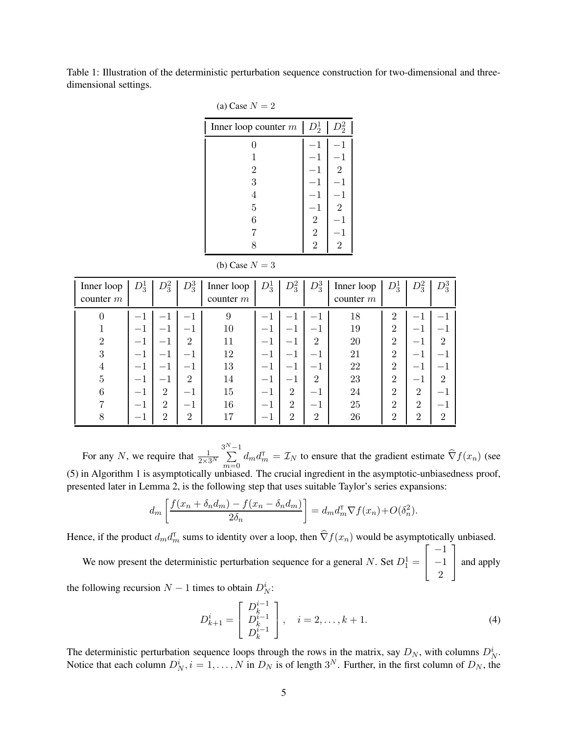Table 1: Illustration of the deterministic perturbation sequence construction for two-dimensional and three-dimensional settings.

(a) Case $N = 2$

| Inner loop counter $m$ | $D_2^1$ | $D_2^2$ |
|---|---|---|
| $0$ | $-1$ | $-1$ |
| $1$ | $-1$ | $-1$ |
| $2$ | $-1$ | $2$ |
| $3$ | $-1$ | $-1$ |
| $4$ | $-1$ | $-1$ |
| $5$ | $-1$ | $2$ |
| $6$ | $2$ | $-1$ |
| $7$ | $2$ | $-1$ |
| $8$ | $2$ | $2$ |

(b) Case $N = 3$

| Inner loop counter $m$ | $D_3^1$ | $D_3^2$ | $D_3^3$ | Inner loop counter $m$ | $D_3^1$ | $D_3^2$ | $D_3^3$ | Inner loop counter $m$ | $D_3^1$ | $D_3^2$ | $D_3^3$ |
|---|---|---|---|---|---|---|---|---|---|---|---|
| $0$ | $-1$ | $-1$ | $-1$ | $9$ | $-1$ | $-1$ | $-1$ | $18$ | $2$ | $-1$ | $-1$ |
| $1$ | $-1$ | $-1$ | $-1$ | $10$ | $-1$ | $-1$ | $-1$ | $19$ | $2$ | $-1$ | $-1$ |
| $2$ | $-1$ | $-1$ | $2$ | $11$ | $-1$ | $-1$ | $2$ | $20$ | $2$ | $-1$ | $2$ |
| $3$ | $-1$ | $-1$ | $-1$ | $12$ | $-1$ | $-1$ | $-1$ | $21$ | $2$ | $-1$ | $-1$ |
| $4$ | $-1$ | $-1$ | $-1$ | $13$ | $-1$ | $-1$ | $-1$ | $22$ | $2$ | $-1$ | $-1$ |
| $5$ | $-1$ | $-1$ | $2$ | $14$ | $-1$ | $-1$ | $2$ | $23$ | $2$ | $-1$ | $2$ |
| $6$ | $-1$ | $2$ | $-1$ | $15$ | $-1$ | $2$ | $-1$ | $24$ | $2$ | $2$ | $-1$ |
| $7$ | $-1$ | $2$ | $-1$ | $16$ | $-1$ | $2$ | $-1$ | $25$ | $2$ | $2$ | $-1$ |
| $8$ | $-1$ | $2$ | $2$ | $17$ | $-1$ | $2$ | $2$ | $26$ | $2$ | $2$ | $2$ |

For any $N$, we require that $\frac{1}{2\times 3^N}\sum_{m=0}^{3^N-1} d_m d_m^{\mathsf{T}} = \mathcal{I}_N$ to ensure that the gradient estimate $\widehat{\nabla} f(x_n)$ (see (5) in Algorithm 1 is asymptotically unbiased. The crucial ingredient in the asymptotic-unbiasedness proof, presented later in Lemma 2, is the following step that uses suitable Taylor's series expansions:

$$d_m\left[\frac{f(x_n+\delta_n d_m)-f(x_n-\delta_n d_m)}{2\delta_n}\right] = d_m d_m^{\mathsf{T}} \nabla f(x_n) + O(\delta_n^2).$$

Hence, if the product $d_m d_m^{\mathsf{T}}$ sums to identity over a loop, then $\widehat{\nabla} f(x_n)$ would be asymptotically unbiased.

We now present the deterministic perturbation sequence for a general $N$. Set $D_1^1 = \begin{bmatrix} -1 \\ -1 \\ 2 \end{bmatrix}$ and apply the following recursion $N-1$ times to obtain $D_N^i$:

$$D_{k+1}^i = \begin{bmatrix} D_k^{i-1} \\ D_k^{i-1} \\ D_k^{i-1} \end{bmatrix}, \quad i = 2, \ldots, k+1. \tag{4}$$

The deterministic perturbation sequence loops through the rows in the matrix, say $D_N$, with columns $D_N^i$. Notice that each column $D_N^i, i = 1, \ldots, N$ in $D_N$ is of length $3^N$. Further, in the first column of $D_N$, the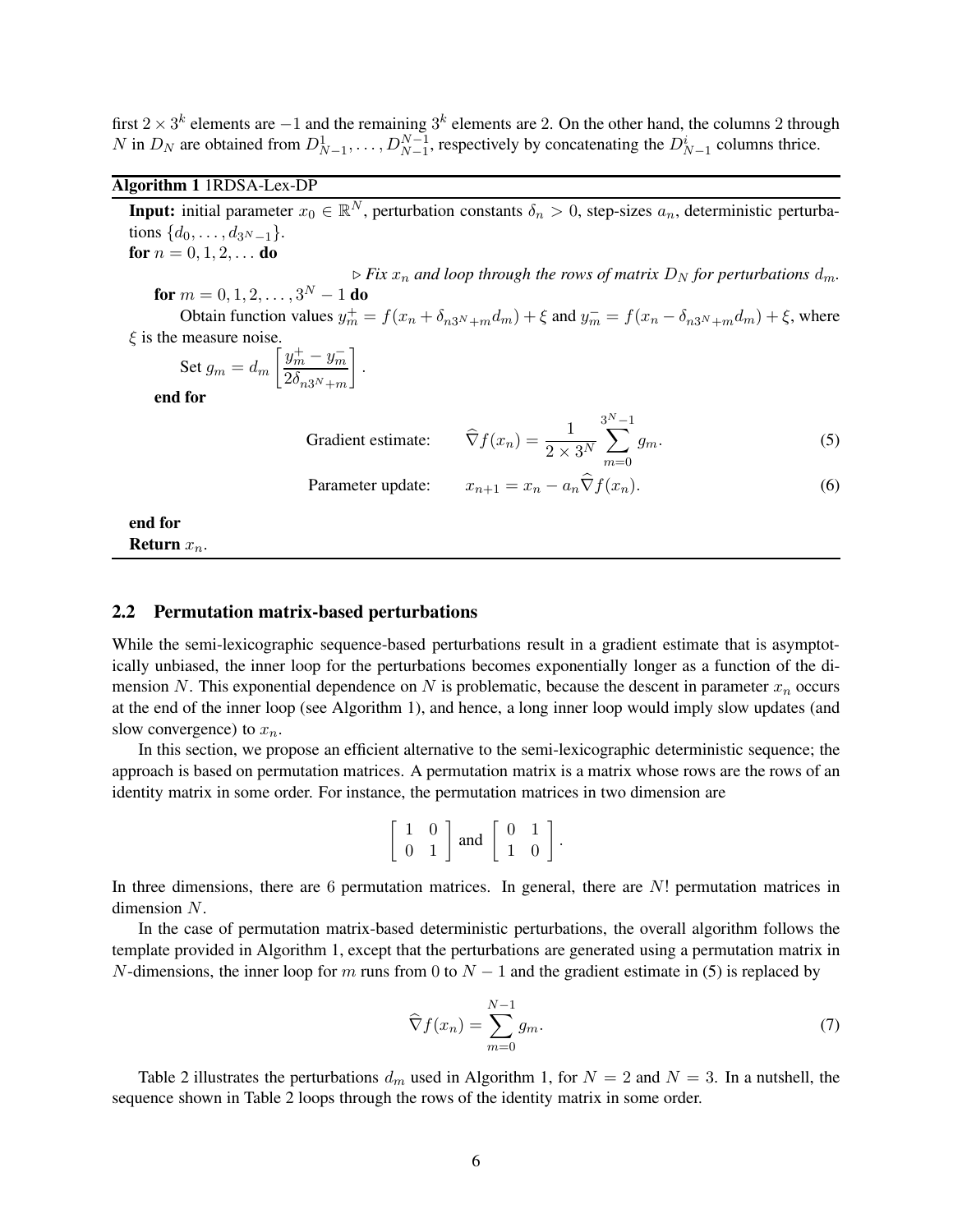first $2 \times 3^k$ elements are $-1$ and the remaining $3^k$ elements are 2. On the other hand, the columns 2 through $N$ in $D_N$ are obtained from $D^1_{N-1}, \ldots, D^{N-1}_{N-1}$, respectively by concatenating the $D^i_{N-1}$ columns thrice.

**Algorithm 1** 1RDSA-Lex-DP

**Input:** initial parameter $x_0 \in \mathbb{R}^N$, perturbation constants $\delta_n > 0$, step-sizes $a_n$, deterministic perturbations $\{d_0, \ldots, d_{3^N-1}\}$.

**for** $n = 0, 1, 2, \ldots$ **do**

$\triangleright$ *Fix $x_n$ and loop through the rows of matrix $D_N$ for perturbations $d_m$.*

 **for** $m = 0, 1, 2, \ldots, 3^N - 1$ **do**

  Obtain function values $y^+_m = f(x_n + \delta_{n3^N+m} d_m) + \xi$ and $y^-_m = f(x_n - \delta_{n3^N+m} d_m) + \xi$, where $\xi$ is the measure noise.

  Set $g_m = d_m \left[ \dfrac{y^+_m - y^-_m}{2\delta_{n3^N+m}} \right]$.

 **end for**

$$\text{Gradient estimate:} \qquad \widehat{\nabla} f(x_n) = \frac{1}{2 \times 3^N} \sum_{m=0}^{3^N-1} g_m. \tag{5}$$

$$\text{Parameter update:} \qquad x_{n+1} = x_n - a_n \widehat{\nabla} f(x_n). \tag{6}$$

**end for**

**Return** $x_n$.

## 2.2 Permutation matrix-based perturbations

While the semi-lexicographic sequence-based perturbations result in a gradient estimate that is asymptotically unbiased, the inner loop for the perturbations becomes exponentially longer as a function of the dimension $N$. This exponential dependence on $N$ is problematic, because the descent in parameter $x_n$ occurs at the end of the inner loop (see Algorithm 1), and hence, a long inner loop would imply slow updates (and slow convergence) to $x_n$.

In this section, we propose an efficient alternative to the semi-lexicographic deterministic sequence; the approach is based on permutation matrices. A permutation matrix is a matrix whose rows are the rows of an identity matrix in some order. For instance, the permutation matrices in two dimension are

$$\begin{bmatrix} 1 & 0 \\ 0 & 1 \end{bmatrix} \text{ and } \begin{bmatrix} 0 & 1 \\ 1 & 0 \end{bmatrix}.$$

In three dimensions, there are 6 permutation matrices. In general, there are $N!$ permutation matrices in dimension $N$.

In the case of permutation matrix-based deterministic perturbations, the overall algorithm follows the template provided in Algorithm 1, except that the perturbations are generated using a permutation matrix in $N$-dimensions, the inner loop for $m$ runs from 0 to $N-1$ and the gradient estimate in (5) is replaced by

$$\widehat{\nabla} f(x_n) = \sum_{m=0}^{N-1} g_m. \tag{7}$$

Table 2 illustrates the perturbations $d_m$ used in Algorithm 1, for $N = 2$ and $N = 3$. In a nutshell, the sequence shown in Table 2 loops through the rows of the identity matrix in some order.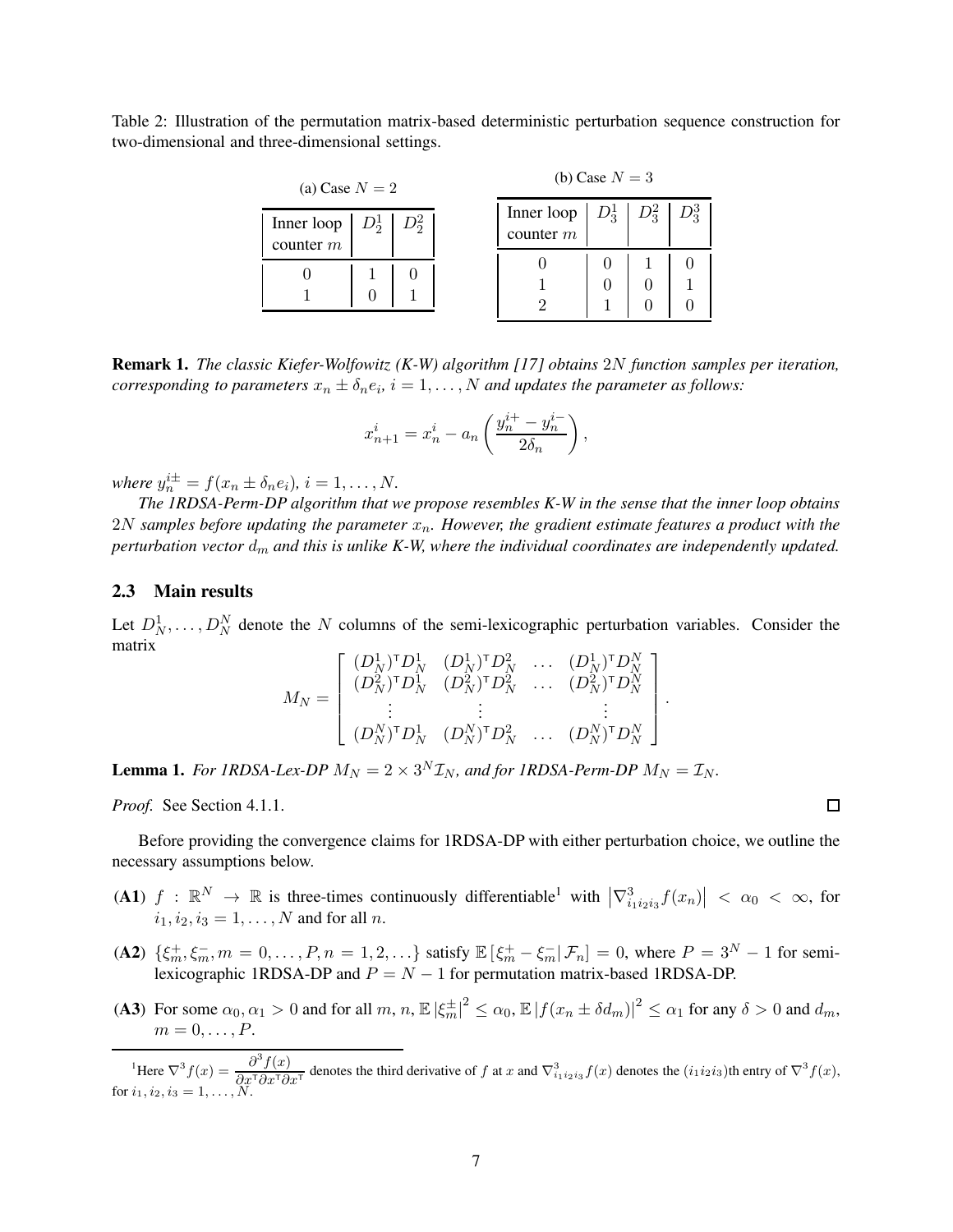Table 2: Illustration of the permutation matrix-based deterministic perturbation sequence construction for two-dimensional and three-dimensional settings.

(a) Case $N = 2$

| Inner loop counter $m$ | $D_2^1$ | $D_2^2$ |
|---|---|---|
| 0 | 1 | 0 |
| 1 | 0 | 1 |

(b) Case $N = 3$

| Inner loop counter $m$ | $D_3^1$ | $D_3^2$ | $D_3^3$ |
|---|---|---|---|
| 0 | 0 | 1 | 0 |
| 1 | 0 | 0 | 1 |
| 2 | 1 | 0 | 0 |

**Remark 1.** *The classic Kiefer-Wolfowitz (K-W) algorithm [17] obtains $2N$ function samples per iteration, corresponding to parameters $x_n \pm \delta_n e_i$, $i = 1, \ldots, N$ and updates the parameter as follows:*

$$x_{n+1}^i = x_n^i - a_n \left( \frac{y_n^{i+} - y_n^{i-}}{2\delta_n} \right),$$

*where $y_n^{i\pm} = f(x_n \pm \delta_n e_i)$, $i = 1, \ldots, N$.*

*The 1RDSA-Perm-DP algorithm that we propose resembles K-W in the sense that the inner loop obtains $2N$ samples before updating the parameter $x_n$. However, the gradient estimate features a product with the perturbation vector $d_m$ and this is unlike K-W, where the individual coordinates are independently updated.*

### 2.3 Main results

Let $D_N^1, \ldots, D_N^N$ denote the $N$ columns of the semi-lexicographic perturbation variables. Consider the matrix

$$M_N = \begin{bmatrix} (D_N^1)^\intercal D_N^1 & (D_N^1)^\intercal D_N^2 & \ldots & (D_N^1)^\intercal D_N^N \\ (D_N^2)^\intercal D_N^1 & (D_N^2)^\intercal D_N^2 & \ldots & (D_N^2)^\intercal D_N^N \\ \vdots & \vdots & & \vdots \\ (D_N^N)^\intercal D_N^1 & (D_N^N)^\intercal D_N^2 & \ldots & (D_N^N)^\intercal D_N^N \end{bmatrix}.$$

**Lemma 1.** *For 1RDSA-Lex-DP $M_N = 2 \times 3^N \mathcal{I}_N$, and for 1RDSA-Perm-DP $M_N = \mathcal{I}_N$.*

*Proof.* See Section 4.1.1. ∎

Before providing the convergence claims for 1RDSA-DP with either perturbation choice, we outline the necessary assumptions below.

**(A1)** $f : \mathbb{R}^N \to \mathbb{R}$ is three-times continuously differentiable[1] with $\left|\nabla^3_{i_1 i_2 i_3} f(x_n)\right| < \alpha_0 < \infty$, for $i_1, i_2, i_3 = 1, \ldots, N$ and for all $n$.

**(A2)** $\{\xi_m^+, \xi_m^-, m = 0, \ldots, P, n = 1, 2, \ldots\}$ satisfy $\mathbb{E}\left[\xi_m^+ - \xi_m^- \middle| \mathcal{F}_n\right] = 0$, where $P = 3^N - 1$ for semi-lexicographic 1RDSA-DP and $P = N - 1$ for permutation matrix-based 1RDSA-DP.

**(A3)** For some $\alpha_0, \alpha_1 > 0$ and for all $m$, $n$, $\mathbb{E}\left|\xi_m^{\pm}\right|^2 \le \alpha_0$, $\mathbb{E}\left|f(x_n \pm \delta d_m)\right|^2 \le \alpha_1$ for any $\delta > 0$ and $d_m$, $m = 0, \ldots, P$.

[1] Here $\nabla^3 f(x) = \dfrac{\partial^3 f(x)}{\partial x^\intercal \partial x^\intercal \partial x^\intercal}$ denotes the third derivative of $f$ at $x$ and $\nabla^3_{i_1 i_2 i_3} f(x)$ denotes the $(i_1 i_2 i_3)$th entry of $\nabla^3 f(x)$, for $i_1, i_2, i_3 = 1, \ldots, N$.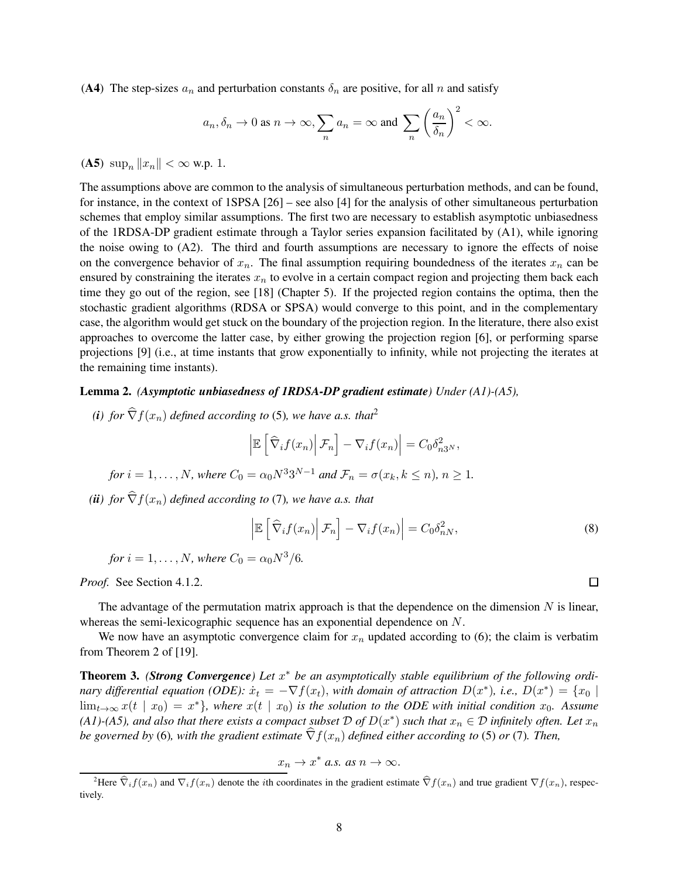**(A4)** The step-sizes $a_n$ and perturbation constants $\delta_n$ are positive, for all $n$ and satisfy

$$a_n, \delta_n \to 0 \text{ as } n \to \infty, \sum_n a_n = \infty \text{ and } \sum_n \left(\frac{a_n}{\delta_n}\right)^2 < \infty.$$

**(A5)** $\sup_n \|x_n\| < \infty$ w.p. 1.

The assumptions above are common to the analysis of simultaneous perturbation methods, and can be found, for instance, in the context of 1SPSA [26] – see also [4] for the analysis of other simultaneous perturbation schemes that employ similar assumptions. The first two are necessary to establish asymptotic unbiasedness of the 1RDSA-DP gradient estimate through a Taylor series expansion facilitated by (A1), while ignoring the noise owing to (A2). The third and fourth assumptions are necessary to ignore the effects of noise on the convergence behavior of $x_n$. The final assumption requiring boundedness of the iterates $x_n$ can be ensured by constraining the iterates $x_n$ to evolve in a certain compact region and projecting them back each time they go out of the region, see [18] (Chapter 5). If the projected region contains the optima, then the stochastic gradient algorithms (RDSA or SPSA) would converge to this point, and in the complementary case, the algorithm would get stuck on the boundary of the projection region. In the literature, there also exist approaches to overcome the latter case, by either growing the projection region [6], or performing sparse projections [9] (i.e., at time instants that grow exponentially to infinity, while not projecting the iterates at the remaining time instants).

**Lemma 2.** ***(Asymptotic unbiasedness of 1RDSA-DP gradient estimate)*** *Under (A1)-(A5),*

***(i)*** *for $\widehat{\nabla} f(x_n)$ defined according to* (5)*, we have a.s. that*[2]

$$\left| \mathbb{E}\left[ \widehat{\nabla}_i f(x_n) \middle| \mathcal{F}_n \right] - \nabla_i f(x_n) \right| = C_0 \delta^2_{n3^N},$$

*for $i = 1, \ldots, N$, where $C_0 = \alpha_0 N^3 3^{N-1}$ and $\mathcal{F}_n = \sigma(x_k, k \leq n)$, $n \geq 1$.*

***(ii)*** *for $\widehat{\nabla} f(x_n)$ defined according to* (7)*, we have a.s. that*

$$\left| \mathbb{E}\left[ \widehat{\nabla}_i f(x_n) \middle| \mathcal{F}_n \right] - \nabla_i f(x_n) \right| = C_0 \delta^2_{nN}, \tag{8}$$

*for $i = 1, \ldots, N$, where $C_0 = \alpha_0 N^3/6$.*

*Proof.* See Section 4.1.2. □

The advantage of the permutation matrix approach is that the dependence on the dimension $N$ is linear, whereas the semi-lexicographic sequence has an exponential dependence on $N$.

We now have an asymptotic convergence claim for $x_n$ updated according to (6); the claim is verbatim from Theorem 2 of [19].

**Theorem 3.** ***(Strong Convergence)*** *Let $x^*$ be an asymptotically stable equilibrium of the following ordinary differential equation (ODE): $\dot{x}_t = -\nabla f(x_t)$, with domain of attraction $D(x^*)$, i.e., $D(x^*) = \{x_0 \mid \lim_{t\to\infty} x(t \mid x_0) = x^*\}$, where $x(t \mid x_0)$ is the solution to the ODE with initial condition $x_0$. Assume (A1)-(A5), and also that there exists a compact subset $\mathcal{D}$ of $D(x^*)$ such that $x_n \in \mathcal{D}$ infinitely often. Let $x_n$ be governed by* (6)*, with the gradient estimate $\widehat{\nabla} f(x_n)$ defined either according to* (5) *or* (7)*. Then,*

$$x_n \to x^* \text{ a.s. as } n \to \infty.$$

[2] Here $\widehat{\nabla}_i f(x_n)$ and $\nabla_i f(x_n)$ denote the $i$th coordinates in the gradient estimate $\widehat{\nabla} f(x_n)$ and true gradient $\nabla f(x_n)$, respectively.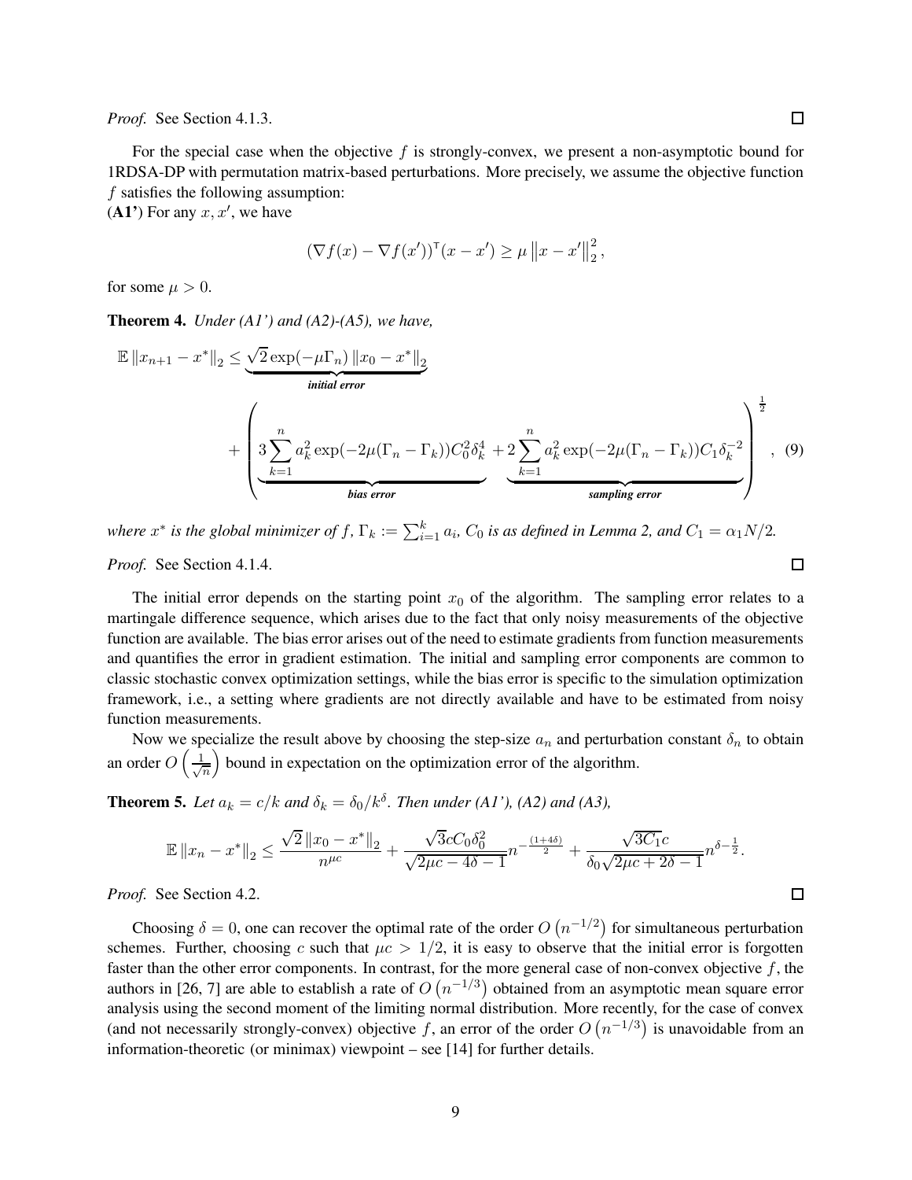*Proof.* See Section 4.1.3. □

For the special case when the objective $f$ is strongly-convex, we present a non-asymptotic bound for 1RDSA-DP with permutation matrix-based perturbations. More precisely, we assume the objective function $f$ satisfies the following assumption:

**(A1')** For any $x, x'$, we have

$$(\nabla f(x) - \nabla f(x'))^{\mathsf{T}}(x - x') \geq \mu \left\|x - x'\right\|_2^2,$$

for some $\mu > 0$.

**Theorem 4.** *Under (A1') and (A2)-(A5), we have,*

$$\mathbb{E}\left\|x_{n+1} - x^*\right\|_2 \leq \underbrace{\sqrt{2}\exp(-\mu\Gamma_n)\left\|x_0 - x^*\right\|_2}_{\textit{initial error}} + \left(\underbrace{3\sum_{k=1}^{n} a_k^2 \exp(-2\mu(\Gamma_n - \Gamma_k))C_0^2\delta_k^4}_{\textit{bias error}} + \underbrace{2\sum_{k=1}^{n} a_k^2 \exp(-2\mu(\Gamma_n - \Gamma_k))C_1\delta_k^{-2}}_{\textit{sampling error}}\right)^{\frac{1}{2}}, \quad (9)$$

*where $x^*$ is the global minimizer of $f$, $\Gamma_k := \sum_{i=1}^{k} a_i$, $C_0$ is as defined in Lemma 2, and $C_1 = \alpha_1 N/2$.*

*Proof.* See Section 4.1.4. □

The initial error depends on the starting point $x_0$ of the algorithm. The sampling error relates to a martingale difference sequence, which arises due to the fact that only noisy measurements of the objective function are available. The bias error arises out of the need to estimate gradients from function measurements and quantifies the error in gradient estimation. The initial and sampling error components are common to classic stochastic convex optimization settings, while the bias error is specific to the simulation optimization framework, i.e., a setting where gradients are not directly available and have to be estimated from noisy function measurements.

Now we specialize the result above by choosing the step-size $a_n$ and perturbation constant $\delta_n$ to obtain an order $O\left(\frac{1}{\sqrt{n}}\right)$ bound in expectation on the optimization error of the algorithm.

**Theorem 5.** *Let $a_k = c/k$ and $\delta_k = \delta_0/k^{\delta}$. Then under (A1'), (A2) and (A3),*

$$\mathbb{E}\left\|x_n - x^*\right\|_2 \leq \frac{\sqrt{2}\left\|x_0 - x^*\right\|_2}{n^{\mu c}} + \frac{\sqrt{3}cC_0\delta_0^2}{\sqrt{2\mu c - 4\delta - 1}}n^{-\frac{(1+4\delta)}{2}} + \frac{\sqrt{3C_1}c}{\delta_0\sqrt{2\mu c + 2\delta - 1}}n^{\delta - \frac{1}{2}}.$$

*Proof.* See Section 4.2. □

Choosing $\delta = 0$, one can recover the optimal rate of the order $O\left(n^{-1/2}\right)$ for simultaneous perturbation schemes. Further, choosing $c$ such that $\mu c > 1/2$, it is easy to observe that the initial error is forgotten faster than the other error components. In contrast, for the more general case of non-convex objective $f$, the authors in [26, 7] are able to establish a rate of $O\left(n^{-1/3}\right)$ obtained from an asymptotic mean square error analysis using the second moment of the limiting normal distribution. More recently, for the case of convex (and not necessarily strongly-convex) objective $f$, an error of the order $O\left(n^{-1/3}\right)$ is unavoidable from an information-theoretic (or minimax) viewpoint – see [14] for further details.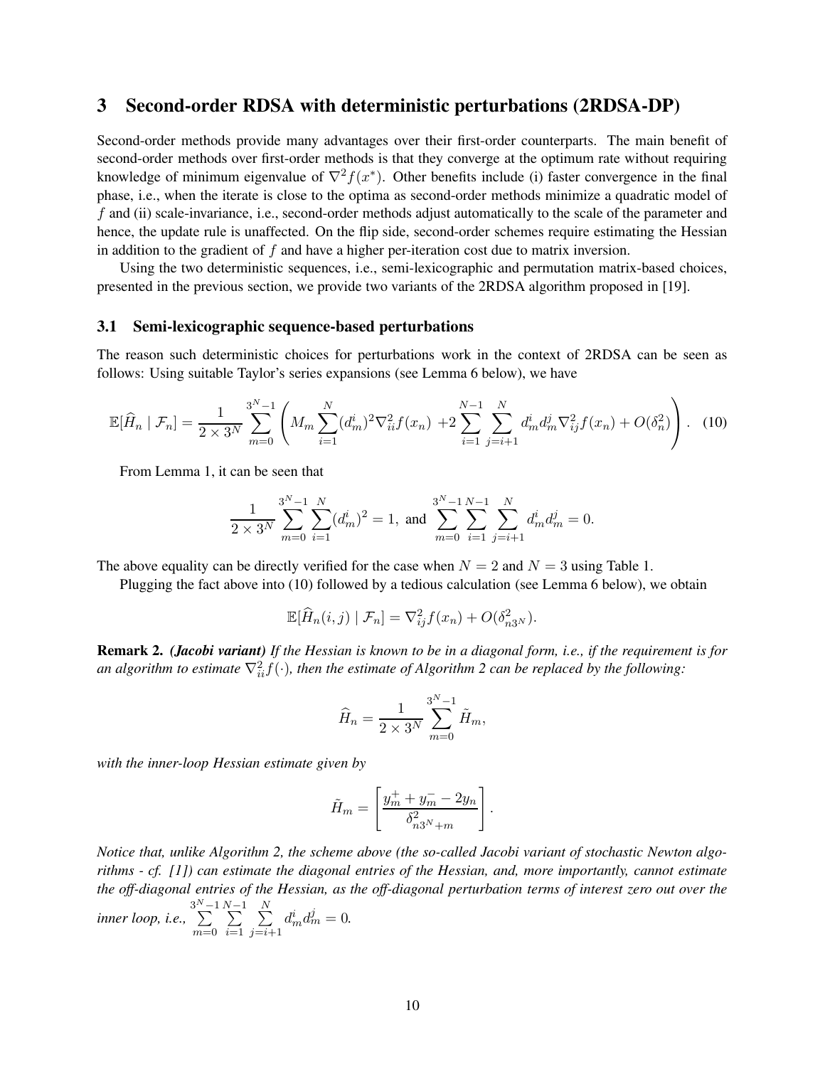## 3 Second-order RDSA with deterministic perturbations (2RDSA-DP)

Second-order methods provide many advantages over their first-order counterparts. The main benefit of second-order methods over first-order methods is that they converge at the optimum rate without requiring knowledge of minimum eigenvalue of $\nabla^2 f(x^*)$. Other benefits include (i) faster convergence in the final phase, i.e., when the iterate is close to the optima as second-order methods minimize a quadratic model of $f$ and (ii) scale-invariance, i.e., second-order methods adjust automatically to the scale of the parameter and hence, the update rule is unaffected. On the flip side, second-order schemes require estimating the Hessian in addition to the gradient of $f$ and have a higher per-iteration cost due to matrix inversion.

Using the two deterministic sequences, i.e., semi-lexicographic and permutation matrix-based choices, presented in the previous section, we provide two variants of the 2RDSA algorithm proposed in [19].

### 3.1 Semi-lexicographic sequence-based perturbations

The reason such deterministic choices for perturbations work in the context of 2RDSA can be seen as follows: Using suitable Taylor's series expansions (see Lemma 6 below), we have

$$\mathbb{E}[\widehat{H}_n \mid \mathcal{F}_n] = \frac{1}{2\times 3^N} \sum_{m=0}^{3^N-1} \left( M_m \sum_{i=1}^{N} (d_m^i)^2 \nabla^2_{ii} f(x_n) + 2 \sum_{i=1}^{N-1} \sum_{j=i+1}^{N} d_m^i d_m^j \nabla^2_{ij} f(x_n) + O(\delta_n^2) \right). \quad (10)$$

From Lemma 1, it can be seen that

$$\frac{1}{2\times 3^N} \sum_{m=0}^{3^N-1} \sum_{i=1}^{N} (d_m^i)^2 = 1, \text{ and } \sum_{m=0}^{3^N-1} \sum_{i=1}^{N-1} \sum_{j=i+1}^{N} d_m^i d_m^j = 0.$$

The above equality can be directly verified for the case when $N = 2$ and $N = 3$ using Table 1.

Plugging the fact above into (10) followed by a tedious calculation (see Lemma 6 below), we obtain

$$\mathbb{E}[\widehat{H}_n(i,j) \mid \mathcal{F}_n] = \nabla^2_{ij} f(x_n) + O(\delta^2_{n3^N}).$$

**Remark 2.** ***(Jacobi variant)*** *If the Hessian is known to be in a diagonal form, i.e., if the requirement is for an algorithm to estimate $\nabla^2_{ii} f(\cdot)$, then the estimate of Algorithm 2 can be replaced by the following:*

$$\widehat{H}_n = \frac{1}{2\times 3^N} \sum_{m=0}^{3^N-1} \tilde{H}_m,$$

*with the inner-loop Hessian estimate given by*

$$\tilde{H}_m = \left[ \frac{y_m^+ + y_m^- - 2y_n}{\delta^2_{n3^N+m}} \right].$$

*Notice that, unlike Algorithm 2, the scheme above (the so-called Jacobi variant of stochastic Newton algorithms - cf. [1]) can estimate the diagonal entries of the Hessian, and, more importantly, cannot estimate the off-diagonal entries of the Hessian, as the off-diagonal perturbation terms of interest zero out over the inner loop, i.e., $\sum_{m=0}^{3^N-1} \sum_{i=1}^{N-1} \sum_{j=i+1}^{N} d_m^i d_m^j = 0$.*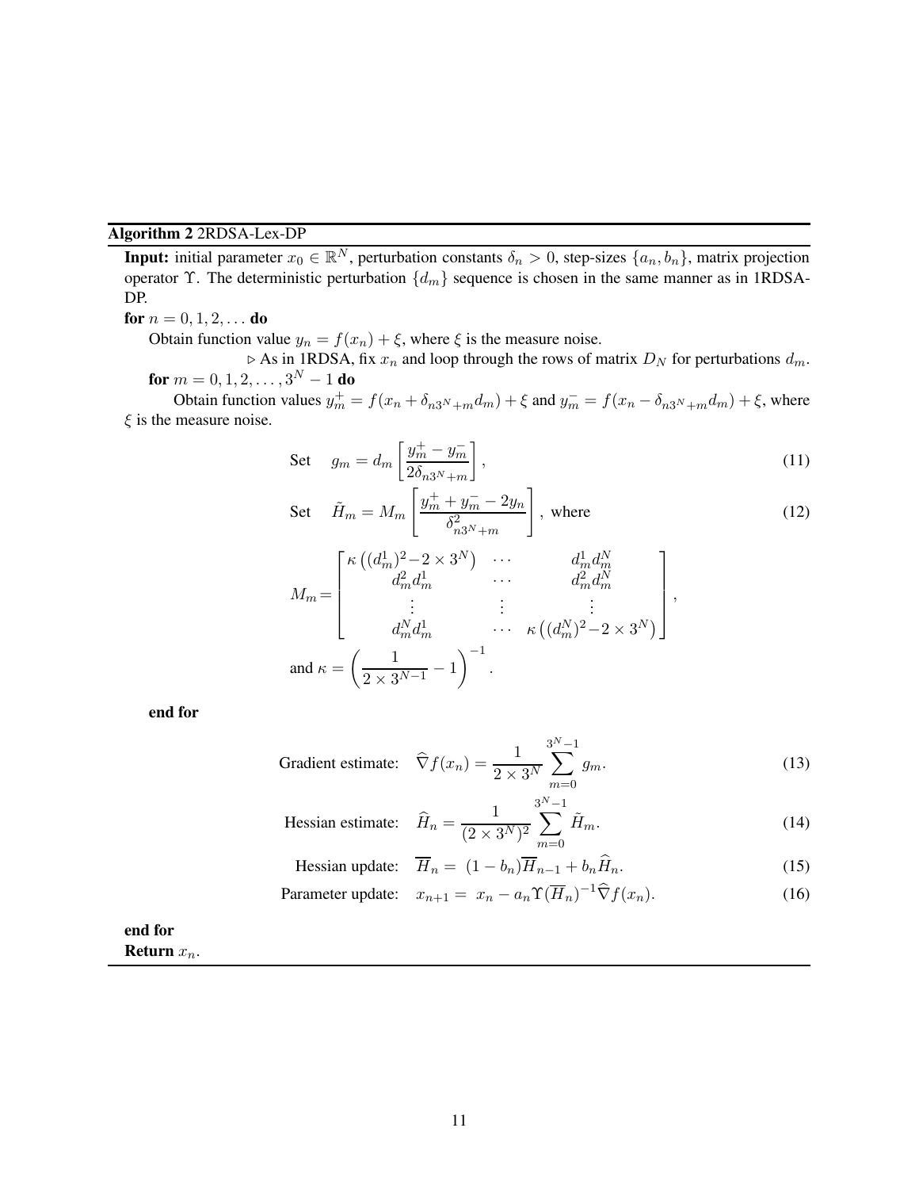**Algorithm 2** 2RDSA-Lex-DP

**Input:** initial parameter $x_0 \in \mathbb{R}^N$, perturbation constants $\delta_n > 0$, step-sizes $\{a_n, b_n\}$, matrix projection operator $\Upsilon$. The deterministic perturbation $\{d_m\}$ sequence is chosen in the same manner as in 1RDSA-DP.

**for** $n = 0, 1, 2, \ldots$ **do**

Obtain function value $y_n = f(x_n) + \xi$, where $\xi$ is the measure noise.

$\triangleright$ As in 1RDSA, fix $x_n$ and loop through the rows of matrix $D_N$ for perturbations $d_m$.

**for** $m = 0, 1, 2, \ldots, 3^N - 1$ **do**

Obtain function values $y_m^+ = f(x_n + \delta_{n3^N+m} d_m) + \xi$ and $y_m^- = f(x_n - \delta_{n3^N+m} d_m) + \xi$, where $\xi$ is the measure noise.

$$\text{Set} \quad g_m = d_m \left[ \frac{y_m^+ - y_m^-}{2\delta_{n3^N+m}} \right], \tag{11}$$

$$\text{Set} \quad \tilde{H}_m = M_m \left[ \frac{y_m^+ + y_m^- - 2y_n}{\delta_{n3^N+m}^2} \right], \text{ where} \tag{12}$$

$$M_m = \begin{bmatrix} \kappa\left((d_m^1)^2 - 2 \times 3^N\right) & \cdots & d_m^1 d_m^N \\ d_m^2 d_m^1 & \cdots & d_m^2 d_m^N \\ \vdots & \vdots & \vdots \\ d_m^N d_m^1 & \cdots & \kappa\left((d_m^N)^2 - 2 \times 3^N\right) \end{bmatrix},$$

$$\text{and } \kappa = \left( \frac{1}{2 \times 3^{N-1}} - 1 \right)^{-1}.$$

**end for**

$$\text{Gradient estimate:} \quad \widehat{\nabla} f(x_n) = \frac{1}{2 \times 3^N} \sum_{m=0}^{3^N-1} g_m. \tag{13}$$

$$\text{Hessian estimate:} \quad \widehat{H}_n = \frac{1}{(2 \times 3^N)^2} \sum_{m=0}^{3^N-1} \tilde{H}_m. \tag{14}$$

$$\text{Hessian update:} \quad \overline{H}_n = (1 - b_n)\overline{H}_{n-1} + b_n \widehat{H}_n. \tag{15}$$

$$\text{Parameter update:} \quad x_{n+1} = x_n - a_n \Upsilon(\overline{H}_n)^{-1} \widehat{\nabla} f(x_n). \tag{16}$$

**end for**

**Return** $x_n$.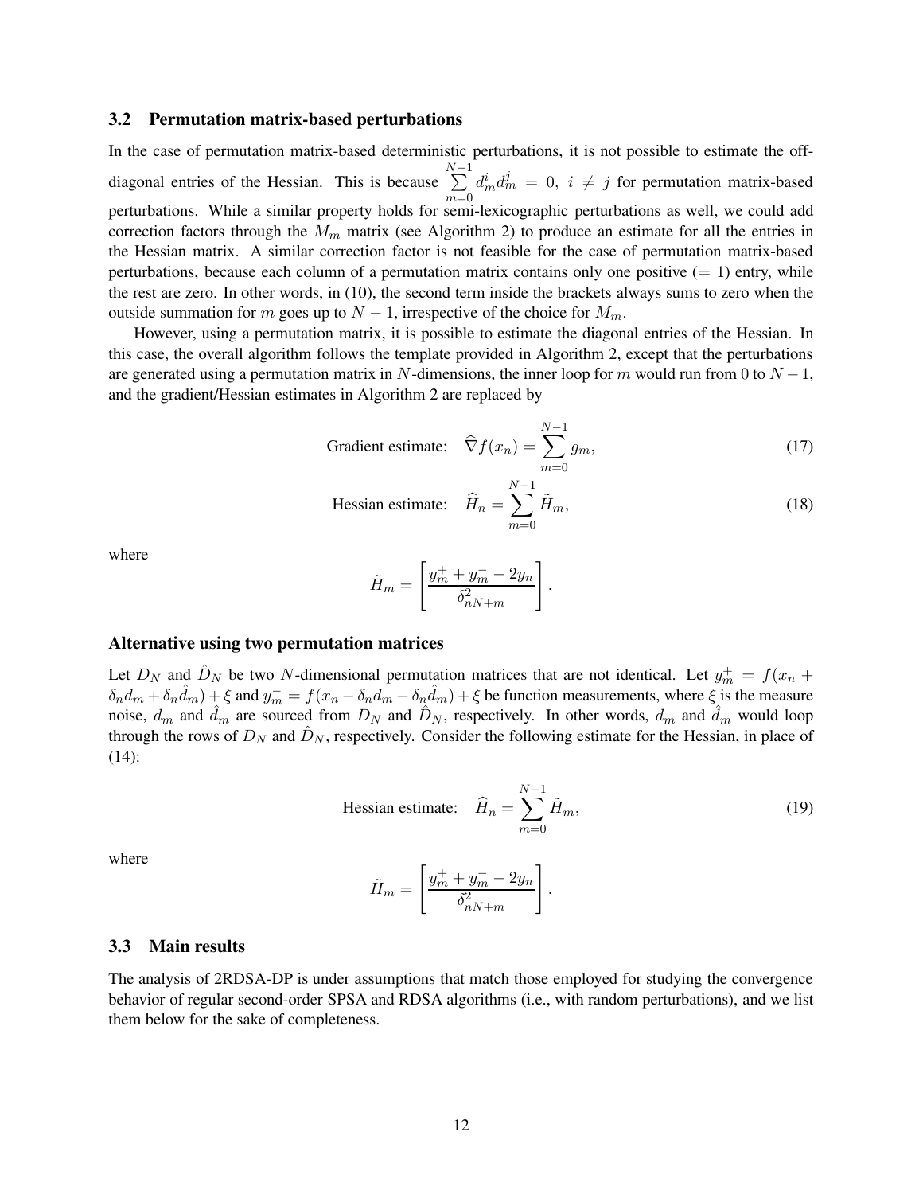### 3.2 Permutation matrix-based perturbations

In the case of permutation matrix-based deterministic perturbations, it is not possible to estimate the off-diagonal entries of the Hessian. This is because $\sum_{m=0}^{N-1} d_m^i d_m^j = 0,\ i \neq j$ for permutation matrix-based perturbations. While a similar property holds for semi-lexicographic perturbations as well, we could add correction factors through the $M_m$ matrix (see Algorithm 2) to produce an estimate for all the entries in the Hessian matrix. A similar correction factor is not feasible for the case of permutation matrix-based perturbations, because each column of a permutation matrix contains only one positive ($= 1$) entry, while the rest are zero. In other words, in (10), the second term inside the brackets always sums to zero when the outside summation for $m$ goes up to $N-1$, irrespective of the choice for $M_m$.

However, using a permutation matrix, it is possible to estimate the diagonal entries of the Hessian. In this case, the overall algorithm follows the template provided in Algorithm 2, except that the perturbations are generated using a permutation matrix in $N$-dimensions, the inner loop for $m$ would run from 0 to $N-1$, and the gradient/Hessian estimates in Algorithm 2 are replaced by

$$\text{Gradient estimate:} \quad \widehat{\nabla} f(x_n) = \sum_{m=0}^{N-1} g_m, \tag{17}$$

$$\text{Hessian estimate:} \quad \widehat{H}_n = \sum_{m=0}^{N-1} \tilde{H}_m, \tag{18}$$

where

$$\tilde{H}_m = \left[ \frac{y_m^+ + y_m^- - 2y_n}{\delta_{nN+m}^2} \right].$$

#### Alternative using two permutation matrices

Let $D_N$ and $\hat{D}_N$ be two $N$-dimensional permutation matrices that are not identical. Let $y_m^+ = f(x_n + \delta_n d_m + \delta_n \hat{d}_m) + \xi$ and $y_m^- = f(x_n - \delta_n d_m - \delta_n \hat{d}_m) + \xi$ be function measurements, where $\xi$ is the measure noise, $d_m$ and $\hat{d}_m$ are sourced from $D_N$ and $\hat{D}_N$, respectively. In other words, $d_m$ and $\hat{d}_m$ would loop through the rows of $D_N$ and $\hat{D}_N$, respectively. Consider the following estimate for the Hessian, in place of (14):

$$\text{Hessian estimate:} \quad \widehat{H}_n = \sum_{m=0}^{N-1} \tilde{H}_m, \tag{19}$$

where

$$\tilde{H}_m = \left[ \frac{y_m^+ + y_m^- - 2y_n}{\delta_{nN+m}^2} \right].$$

### 3.3 Main results

The analysis of 2RDSA-DP is under assumptions that match those employed for studying the convergence behavior of regular second-order SPSA and RDSA algorithms (i.e., with random perturbations), and we list them below for the sake of completeness.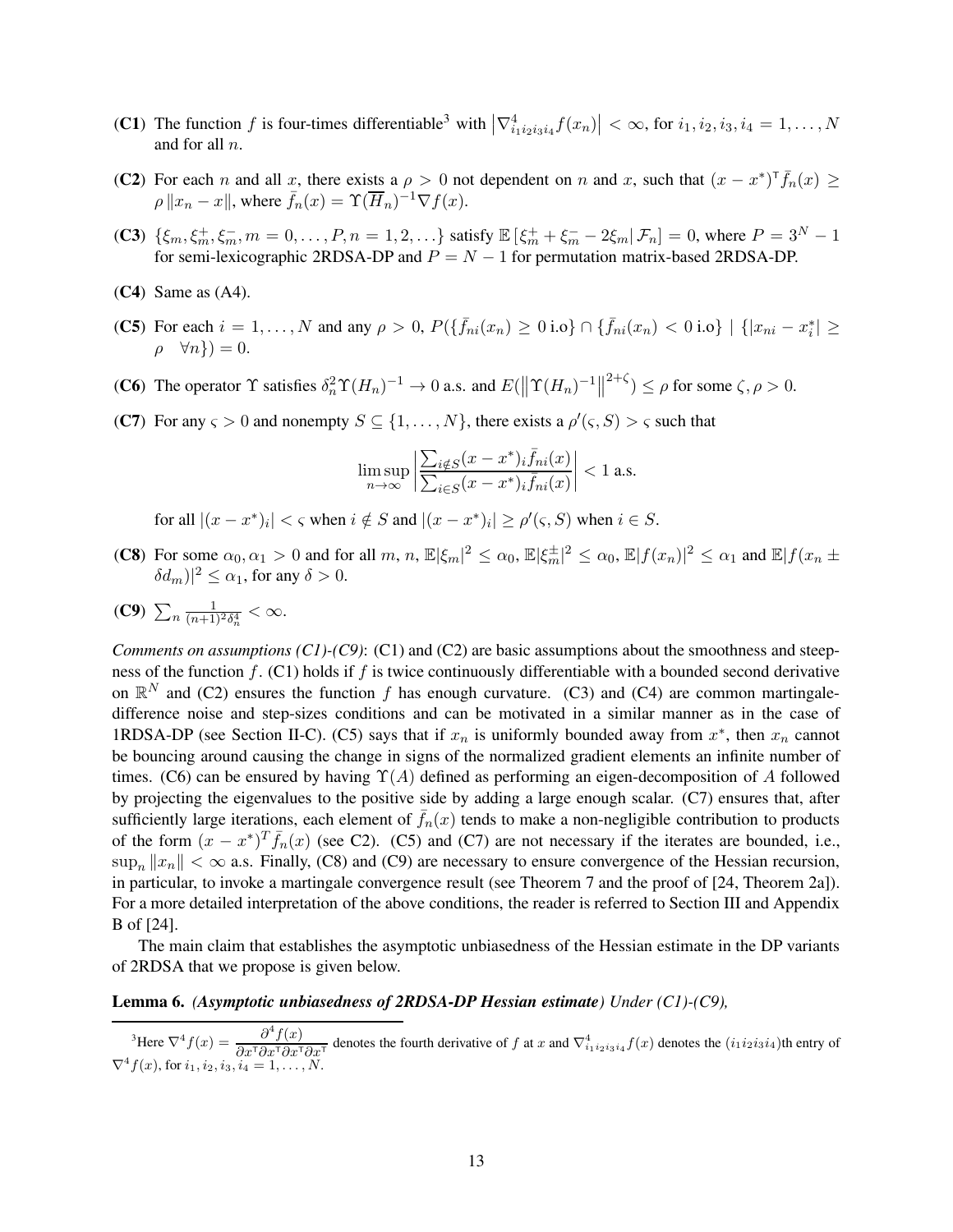- **(C1)** The function $f$ is four-times differentiable[3] with $\left|\nabla^4_{i_1 i_2 i_3 i_4} f(x_n)\right| < \infty$, for $i_1, i_2, i_3, i_4 = 1, \ldots, N$ and for all $n$.
- **(C2)** For each $n$ and all $x$, there exists a $\rho > 0$ not dependent on $n$ and $x$, such that $(x - x^*)^\intercal \bar{f}_n(x) \geq \rho \|x_n - x\|$, where $\bar{f}_n(x) = \Upsilon(\overline{H}_n)^{-1} \nabla f(x)$.
- **(C3)** $\{\xi_m, \xi_m^+, \xi_m^-, m = 0, \ldots, P, n = 1, 2, \ldots\}$ satisfy $\mathbb{E}\left[\xi_m^+ + \xi_m^- - 2\xi_m \mid \mathcal{F}_n\right] = 0$, where $P = 3^N - 1$ for semi-lexicographic 2RDSA-DP and $P = N - 1$ for permutation matrix-based 2RDSA-DP.
- **(C4)** Same as (A4).
- **(C5)** For each $i = 1, \ldots, N$ and any $\rho > 0$, $P(\{\bar{f}_{ni}(x_n) \geq 0 \text{ i.o}\} \cap \{\bar{f}_{ni}(x_n) < 0 \text{ i.o}\} \mid \{|x_{ni} - x_i^*| \geq \rho \quad \forall n\}) = 0$.
- **(C6)** The operator $\Upsilon$ satisfies $\delta_n^2 \Upsilon(H_n)^{-1} \to 0$ a.s. and $E(\left\|\Upsilon(H_n)^{-1}\right\|^{2+\zeta}) \leq \rho$ for some $\zeta, \rho > 0$.
- **(C7)** For any $\varsigma > 0$ and nonempty $S \subseteq \{1, \ldots, N\}$, there exists a $\rho'(\varsigma, S) > \varsigma$ such that

$$\limsup_{n \to \infty} \left| \frac{\sum_{i \notin S} (x - x^*)_i \bar{f}_{ni}(x)}{\sum_{i \in S} (x - x^*)_i \bar{f}_{ni}(x)} \right| < 1 \text{ a.s.}$$

  for all $|(x - x^*)_i| < \varsigma$ when $i \notin S$ and $|(x - x^*)_i| \geq \rho'(\varsigma, S)$ when $i \in S$.
- **(C8)** For some $\alpha_0, \alpha_1 > 0$ and for all $m$, $n$, $\mathbb{E}|\xi_m|^2 \leq \alpha_0$, $\mathbb{E}|\xi_m^{\pm}|^2 \leq \alpha_0$, $\mathbb{E}|f(x_n)|^2 \leq \alpha_1$ and $\mathbb{E}|f(x_n \pm \delta d_m)|^2 \leq \alpha_1$, for any $\delta > 0$.
- **(C9)** $\sum_n \frac{1}{(n+1)^2 \delta_n^4} < \infty$.

*Comments on assumptions (C1)-(C9)*: (C1) and (C2) are basic assumptions about the smoothness and steepness of the function $f$. (C1) holds if $f$ is twice continuously differentiable with a bounded second derivative on $\mathbb{R}^N$ and (C2) ensures the function $f$ has enough curvature. (C3) and (C4) are common martingale-difference noise and step-sizes conditions and can be motivated in a similar manner as in the case of 1RDSA-DP (see Section II-C). (C5) says that if $x_n$ is uniformly bounded away from $x^*$, then $x_n$ cannot be bouncing around causing the change in signs of the normalized gradient elements an infinite number of times. (C6) can be ensured by having $\Upsilon(A)$ defined as performing an eigen-decomposition of $A$ followed by projecting the eigenvalues to the positive side by adding a large enough scalar. (C7) ensures that, after sufficiently large iterations, each element of $\bar{f}_n(x)$ tends to make a non-negligible contribution to products of the form $(x - x^*)^T \bar{f}_n(x)$ (see C2). (C5) and (C7) are not necessary if the iterates are bounded, i.e., $\sup_n \|x_n\| < \infty$ a.s. Finally, (C8) and (C9) are necessary to ensure convergence of the Hessian recursion, in particular, to invoke a martingale convergence result (see Theorem 7 and the proof of [24, Theorem 2a]). For a more detailed interpretation of the above conditions, the reader is referred to Section III and Appendix B of [24].

The main claim that establishes the asymptotic unbiasedness of the Hessian estimate in the DP variants of 2RDSA that we propose is given below.

**Lemma 6.** *(Asymptotic unbiasedness of 2RDSA-DP Hessian estimate) Under (C1)-(C9),*

---

[3] Here $\nabla^4 f(x) = \dfrac{\partial^4 f(x)}{\partial x^\intercal \partial x^\intercal \partial x^\intercal \partial x^\intercal}$ denotes the fourth derivative of $f$ at $x$ and $\nabla^4_{i_1 i_2 i_3 i_4} f(x)$ denotes the $(i_1 i_2 i_3 i_4)$th entry of $\nabla^4 f(x)$, for $i_1, i_2, i_3, i_4 = 1, \ldots, N$.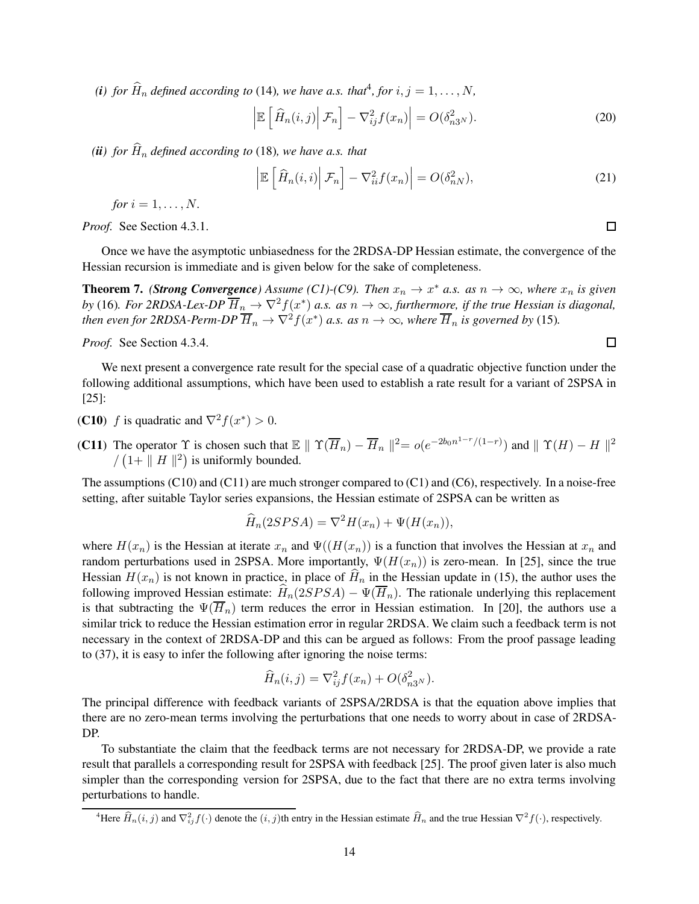*(i) for $\widehat{H}_n$ defined according to* (14)*, we have a.s. that*[4]*, for $i, j = 1, \ldots, N$,*

$$\left|\mathbb{E}\left[\widehat{H}_n(i,j)\middle|\mathcal{F}_n\right] - \nabla^2_{ij} f(x_n)\right| = O(\delta^2_{n3^N}). \tag{20}$$

*(ii) for $\widehat{H}_n$ defined according to* (18)*, we have a.s. that*

$$\left|\mathbb{E}\left[\widehat{H}_n(i,i)\middle|\mathcal{F}_n\right] - \nabla^2_{ii} f(x_n)\right| = O(\delta^2_{nN}), \tag{21}$$

*for $i = 1, \ldots, N$.*

*Proof.* See Section 4.3.1. □

Once we have the asymptotic unbiasedness for the 2RDSA-DP Hessian estimate, the convergence of the Hessian recursion is immediate and is given below for the sake of completeness.

**Theorem 7.** ***(Strong Convergence)*** *Assume (C1)-(C9). Then $x_n \to x^*$ a.s. as $n \to \infty$, where $x_n$ is given by* (16)*. For 2RDSA-Lex-DP $\overline{H}_n \to \nabla^2 f(x^*)$ a.s. as $n \to \infty$, furthermore, if the true Hessian is diagonal, then even for 2RDSA-Perm-DP $\overline{H}_n \to \nabla^2 f(x^*)$ a.s. as $n \to \infty$, where $\overline{H}_n$ is governed by* (15)*.*

*Proof.* See Section 4.3.4. □

We next present a convergence rate result for the special case of a quadratic objective function under the following additional assumptions, which have been used to establish a rate result for a variant of 2SPSA in [25]:

**(C10)** $f$ is quadratic and $\nabla^2 f(x^*) > 0$.

**(C11)** The operator $\Upsilon$ is chosen such that $\mathbb{E} \parallel \Upsilon(\overline{H}_n) - \overline{H}_n \parallel^2 = o(e^{-2b_0 n^{1-r}/(1-r)})$ and $\parallel \Upsilon(H) - H \parallel^2 / \left(1 + \parallel H \parallel^2\right)$ is uniformly bounded.

The assumptions (C10) and (C11) are much stronger compared to (C1) and (C6), respectively. In a noise-free setting, after suitable Taylor series expansions, the Hessian estimate of 2SPSA can be written as

$$\widehat{H}_n(2SPSA) = \nabla^2 H(x_n) + \Psi(H(x_n)),$$

where $H(x_n)$ is the Hessian at iterate $x_n$ and $\Psi((H(x_n))$ is a function that involves the Hessian at $x_n$ and random perturbations used in 2SPSA. More importantly, $\Psi(H(x_n))$ is zero-mean. In [25], since the true Hessian $H(x_n)$ is not known in practice, in place of $\widehat{H}_n$ in the Hessian update in (15), the author uses the following improved Hessian estimate: $\widehat{H}_n(2SPSA) - \Psi(\overline{H}_n)$. The rationale underlying this replacement is that subtracting the $\Psi(\overline{H}_n)$ term reduces the error in Hessian estimation. In [20], the authors use a similar trick to reduce the Hessian estimation error in regular 2RDSA. We claim such a feedback term is not necessary in the context of 2RDSA-DP and this can be argued as follows: From the proof passage leading to (37), it is easy to infer the following after ignoring the noise terms:

$$\widehat{H}_n(i,j) = \nabla^2_{ij} f(x_n) + O(\delta^2_{n3^N}).$$

The principal difference with feedback variants of 2SPSA/2RDSA is that the equation above implies that there are no zero-mean terms involving the perturbations that one needs to worry about in case of 2RDSA-DP.

To substantiate the claim that the feedback terms are not necessary for 2RDSA-DP, we provide a rate result that parallels a corresponding result for 2SPSA with feedback [25]. The proof given later is also much simpler than the corresponding version for 2SPSA, due to the fact that there are no extra terms involving perturbations to handle.

[4] Here $\widehat{H}_n(i,j)$ and $\nabla^2_{ij} f(\cdot)$ denote the $(i,j)$th entry in the Hessian estimate $\widehat{H}_n$ and the true Hessian $\nabla^2 f(\cdot)$, respectively.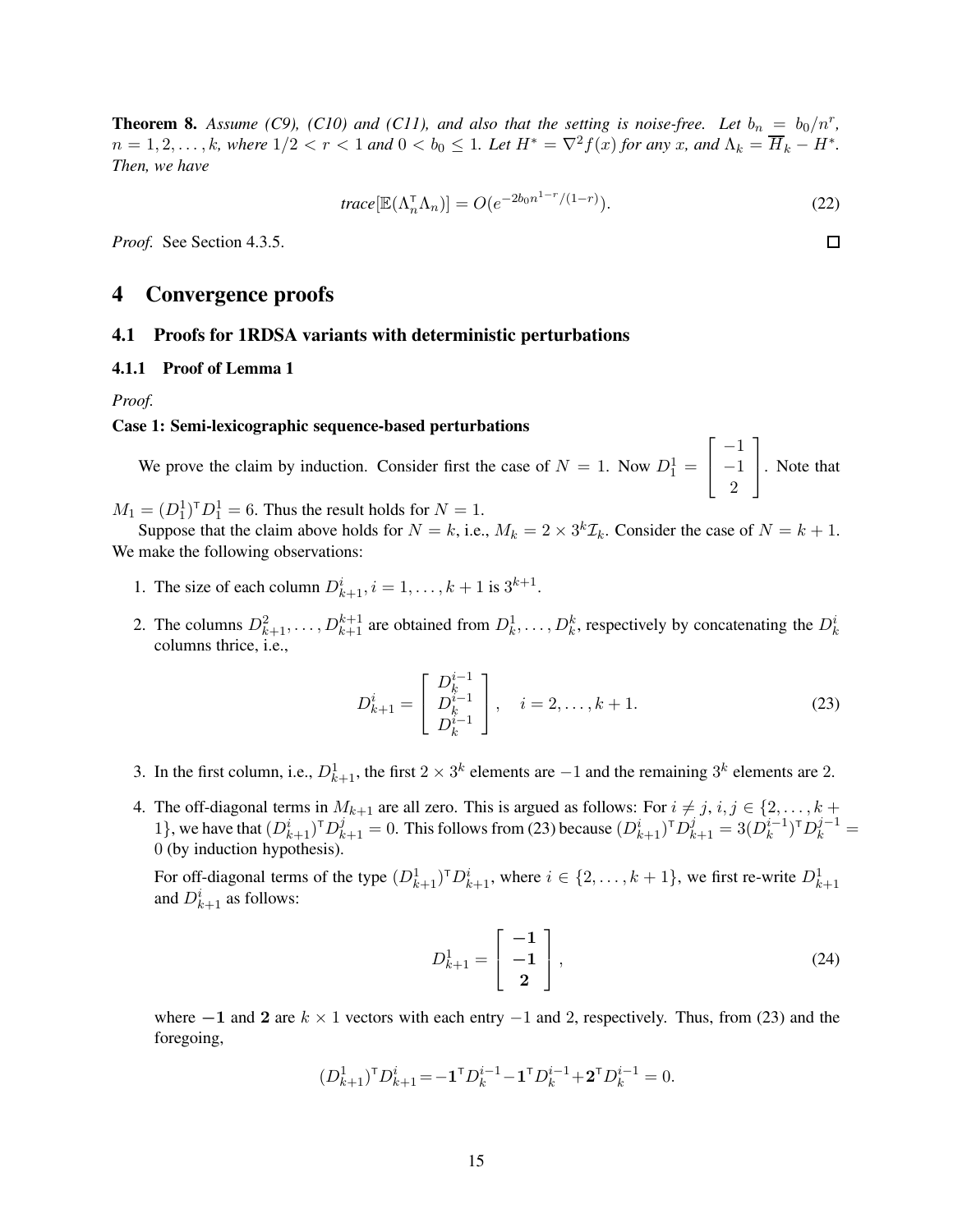**Theorem 8.** *Assume (C9), (C10) and (C11), and also that the setting is noise-free. Let $b_n = b_0/n^r$, $n = 1, 2, \ldots, k$, where $1/2 < r < 1$ and $0 < b_0 \leq 1$. Let $H^* = \nabla^2 f(x)$ for any $x$, and $\Lambda_k = \overline{H}_k - H^*$. Then, we have*

$$\textit{trace}[\mathbb{E}(\Lambda_n^\mathsf{T} \Lambda_n)] = O(e^{-2b_0 n^{1-r}/(1-r)}). \tag{22}$$

*Proof.* See Section 4.3.5. □

# 4 Convergence proofs

## 4.1 Proofs for 1RDSA variants with deterministic perturbations

### 4.1.1 Proof of Lemma 1

*Proof.*

**Case 1: Semi-lexicographic sequence-based perturbations**

We prove the claim by induction. Consider first the case of $N = 1$. Now $D_1^1 = \begin{bmatrix} -1 \\ -1 \\ 2 \end{bmatrix}$. Note that $M_1 = (D_1^1)^\mathsf{T} D_1^1 = 6$. Thus the result holds for $N = 1$.

Suppose that the claim above holds for $N = k$, i.e., $M_k = 2 \times 3^k \mathcal{I}_k$. Consider the case of $N = k+1$. We make the following observations:

1. The size of each column $D_{k+1}^i, i = 1, \ldots, k+1$ is $3^{k+1}$.
2. The columns $D_{k+1}^2, \ldots, D_{k+1}^{k+1}$ are obtained from $D_k^1, \ldots, D_k^k$, respectively by concatenating the $D_k^i$ columns thrice, i.e.,
$$D_{k+1}^i = \begin{bmatrix} D_k^{i-1} \\ D_k^{i-1} \\ D_k^{i-1} \end{bmatrix}, \quad i = 2, \ldots, k+1. \tag{23}$$
3. In the first column, i.e., $D_{k+1}^1$, the first $2 \times 3^k$ elements are $-1$ and the remaining $3^k$ elements are 2.
4. The off-diagonal terms in $M_{k+1}$ are all zero. This is argued as follows: For $i \neq j$, $i, j \in \{2, \ldots, k+1\}$, we have that $(D_{k+1}^i)^\mathsf{T} D_{k+1}^j = 0$. This follows from (23) because $(D_{k+1}^i)^\mathsf{T} D_{k+1}^j = 3(D_k^{i-1})^\mathsf{T} D_k^{j-1} = 0$ (by induction hypothesis).

   For off-diagonal terms of the type $(D_{k+1}^1)^\mathsf{T} D_{k+1}^i$, where $i \in \{2, \ldots, k+1\}$, we first re-write $D_{k+1}^1$ and $D_{k+1}^i$ as follows:
$$D_{k+1}^1 = \begin{bmatrix} \mathbf{-1} \\ \mathbf{-1} \\ \mathbf{2} \end{bmatrix}, \tag{24}$$
   where $\mathbf{-1}$ and $\mathbf{2}$ are $k \times 1$ vectors with each entry $-1$ and 2, respectively. Thus, from (23) and the foregoing,
$$(D_{k+1}^1)^\mathsf{T} D_{k+1}^i = -\mathbf{1}^\mathsf{T} D_k^{i-1} - \mathbf{1}^\mathsf{T} D_k^{i-1} + \mathbf{2}^\mathsf{T} D_k^{i-1} = 0.$$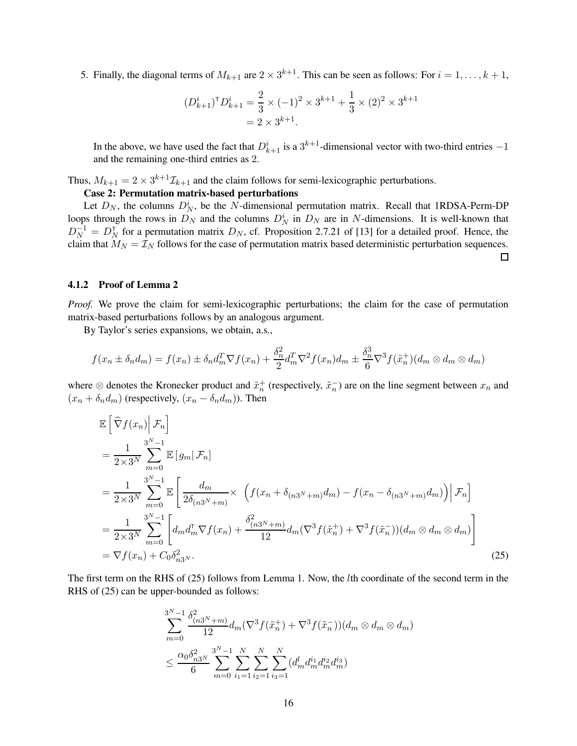5. Finally, the diagonal terms of $M_{k+1}$ are $2 \times 3^{k+1}$. This can be seen as follows: For $i = 1, \ldots, k+1$,

$$
\begin{aligned}
(D_{k+1}^i)^\intercal D_{k+1}^i &= \frac{2}{3} \times (-1)^2 \times 3^{k+1} + \frac{1}{3} \times (2)^2 \times 3^{k+1} \\
&= 2 \times 3^{k+1}.
\end{aligned}
$$

   In the above, we have used the fact that $D_{k+1}^i$ is a $3^{k+1}$-dimensional vector with two-third entries $-1$ and the remaining one-third entries as 2.

Thus, $M_{k+1} = 2 \times 3^{k+1} \mathcal{I}_{k+1}$ and the claim follows for semi-lexicographic perturbations.

**Case 2: Permutation matrix-based perturbations**

Let $D_N$, the columns $D_N^i$, be the $N$-dimensional permutation matrix. Recall that 1RDSA-Perm-DP loops through the rows in $D_N$ and the columns $D_N^i$ in $D_N$ are in $N$-dimensions. It is well-known that $D_N^{-1} = D_N^\intercal$ for a permutation matrix $D_N$, cf. Proposition 2.7.21 of [13] for a detailed proof. Hence, the claim that $M_N = \mathcal{I}_N$ follows for the case of permutation matrix based deterministic perturbation sequences. □

### 4.1.2 Proof of Lemma 2

*Proof.* We prove the claim for semi-lexicographic perturbations; the claim for the case of permutation matrix-based perturbations follows by an analogous argument.

By Taylor's series expansions, we obtain, a.s.,

$$
f(x_n \pm \delta_n d_m) = f(x_n) \pm \delta_n d_m^T \nabla f(x_n) + \frac{\delta_n^2}{2} d_m^T \nabla^2 f(x_n) d_m \pm \frac{\delta_n^3}{6} \nabla^3 f(\tilde{x}_n^+)(d_m \otimes d_m \otimes d_m)
$$

where $\otimes$ denotes the Kronecker product and $\tilde{x}_n^+$ (respectively, $\tilde{x}_n^-$) are on the line segment between $x_n$ and $(x_n + \delta_n d_m)$ (respectively, $(x_n - \delta_n d_m)$). Then

$$
\begin{aligned}
&\mathbb{E}\left[ \widehat{\nabla} f(x_n) \middle| \mathcal{F}_n \right] \\
&= \frac{1}{2 \times 3^N} \sum_{m=0}^{3^N - 1} \mathbb{E}\left[ g_m \middle| \mathcal{F}_n \right] \\
&= \frac{1}{2 \times 3^N} \sum_{m=0}^{3^N - 1} \mathbb{E}\left[ \frac{d_m}{2\delta_{(n3^N+m)}} \times \left( f(x_n + \delta_{(n3^N+m)} d_m) - f(x_n - \delta_{(n3^N+m)} d_m) \right) \middle| \mathcal{F}_n \right] \\
&= \frac{1}{2 \times 3^N} \sum_{m=0}^{3^N - 1} \left[ d_m d_m^\intercal \nabla f(x_n) + \frac{\delta_{(n3^N+m)}^2}{12} d_m (\nabla^3 f(\tilde{x}_n^+) + \nabla^3 f(\tilde{x}_n^-))(d_m \otimes d_m \otimes d_m) \right] \\
&= \nabla f(x_n) + C_0 \delta_{n3^N}^2. 
\end{aligned} \tag{25}
$$

The first term on the RHS of (25) follows from Lemma 1. Now, the $l$th coordinate of the second term in the RHS of (25) can be upper-bounded as follows:

$$
\begin{aligned}
&\sum_{m=0}^{3^N - 1} \frac{\delta_{(n3^N+m)}^2}{12} d_m (\nabla^3 f(\tilde{x}_n^+) + \nabla^3 f(\tilde{x}_n^-))(d_m \otimes d_m \otimes d_m) \\
&\leq \frac{\alpha_0 \delta_{n3^N}^2}{6} \sum_{m=0}^{3^N - 1} \sum_{i_1=1}^{N} \sum_{i_2=1}^{N} \sum_{i_3=1}^{N} (d_m^l d_m^{i_1} d_m^{i_2} d_m^{i_3})
\end{aligned}
$$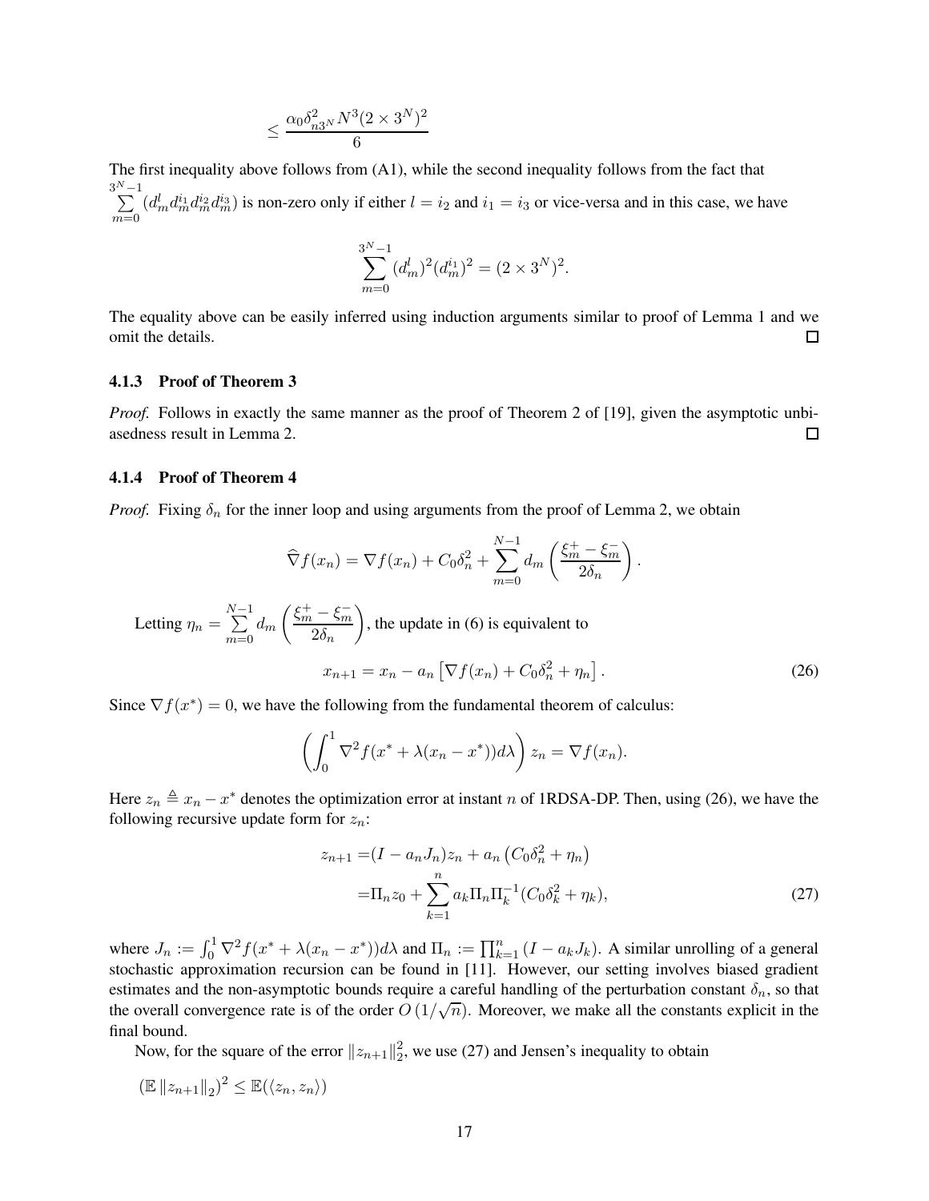$$\leq \frac{\alpha_0 \delta_{n3^N}^2 N^3 (2 \times 3^N)^2}{6}$$

The first inequality above follows from (A1), while the second inequality follows from the fact that $\sum_{m=0}^{3^N-1} (d_m^l d_m^{i_1} d_m^{i_2} d_m^{i_3})$ is non-zero only if either $l = i_2$ and $i_1 = i_3$ or vice-versa and in this case, we have

$$\sum_{m=0}^{3^N-1} (d_m^l)^2 (d_m^{i_1})^2 = (2 \times 3^N)^2.$$

The equality above can be easily inferred using induction arguments similar to proof of Lemma 1 and we omit the details. ☐

#### 4.1.3 Proof of Theorem 3

*Proof.* Follows in exactly the same manner as the proof of Theorem 2 of [19], given the asymptotic unbiasedness result in Lemma 2. ☐

#### 4.1.4 Proof of Theorem 4

*Proof.* Fixing $\delta_n$ for the inner loop and using arguments from the proof of Lemma 2, we obtain

$$\widehat{\nabla} f(x_n) = \nabla f(x_n) + C_0 \delta_n^2 + \sum_{m=0}^{N-1} d_m \left( \frac{\xi_m^+ - \xi_m^-}{2\delta_n} \right).$$

Letting $\eta_n = \sum_{m=0}^{N-1} d_m \left( \frac{\xi_m^+ - \xi_m^-}{2\delta_n} \right)$, the update in (6) is equivalent to

$$x_{n+1} = x_n - a_n \left[ \nabla f(x_n) + C_0 \delta_n^2 + \eta_n \right]. \tag{26}$$

Since $\nabla f(x^*) = 0$, we have the following from the fundamental theorem of calculus:

$$\left( \int_0^1 \nabla^2 f(x^* + \lambda(x_n - x^*)) d\lambda \right) z_n = \nabla f(x_n).$$

Here $z_n \triangleq x_n - x^*$ denotes the optimization error at instant $n$ of 1RDSA-DP. Then, using (26), we have the following recursive update form for $z_n$:

$$\begin{aligned} z_{n+1} =& (I - a_n J_n) z_n + a_n \left( C_0 \delta_n^2 + \eta_n \right) \\ =& \Pi_n z_0 + \sum_{k=1}^{n} a_k \Pi_n \Pi_k^{-1} (C_0 \delta_k^2 + \eta_k), \end{aligned} \tag{27}$$

where $J_n := \int_0^1 \nabla^2 f(x^* + \lambda(x_n - x^*)) d\lambda$ and $\Pi_n := \prod_{k=1}^{n} (I - a_k J_k)$. A similar unrolling of a general stochastic approximation recursion can be found in [11]. However, our setting involves biased gradient estimates and the non-asymptotic bounds require a careful handling of the perturbation constant $\delta_n$, so that the overall convergence rate is of the order $O(1/\sqrt{n})$. Moreover, we make all the constants explicit in the final bound.

Now, for the square of the error $\|z_{n+1}\|_2^2$, we use (27) and Jensen's inequality to obtain

$$(\mathbb{E} \|z_{n+1}\|_2)^2 \leq \mathbb{E}(\langle z_n, z_n \rangle)$$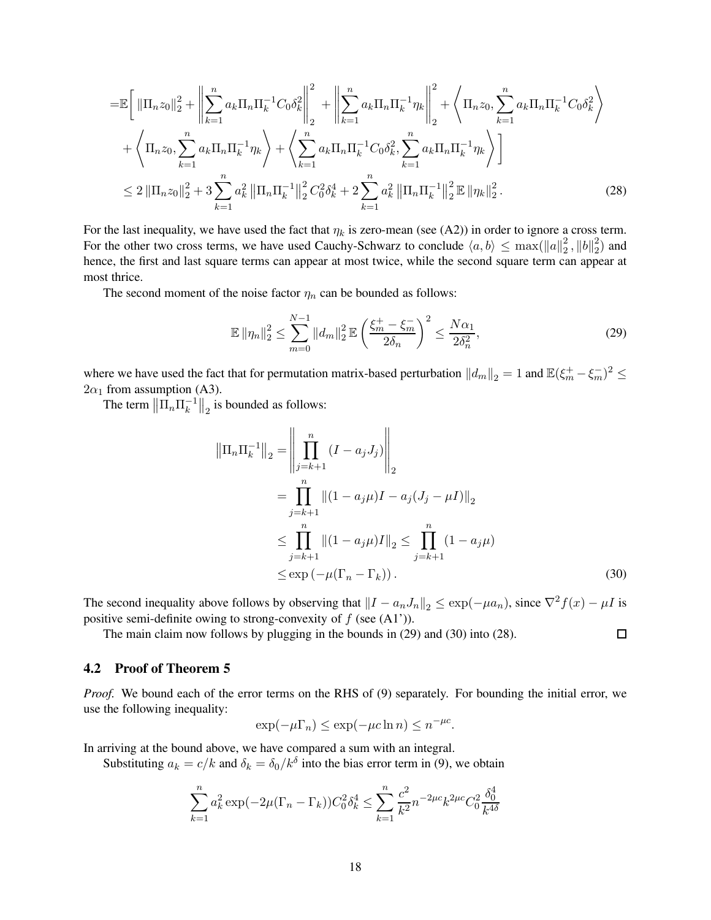$$
\begin{aligned}
=&\mathbb{E}\Bigg[ \left\|\Pi_n z_0\right\|_2^2 + \left\| \sum_{k=1}^n a_k \Pi_n \Pi_k^{-1} C_0 \delta_k^2 \right\|_2^2 + \left\| \sum_{k=1}^n a_k \Pi_n \Pi_k^{-1} \eta_k \right\|_2^2 + \left\langle \Pi_n z_0, \sum_{k=1}^n a_k \Pi_n \Pi_k^{-1} C_0 \delta_k^2 \right\rangle \\
&+ \left\langle \Pi_n z_0, \sum_{k=1}^n a_k \Pi_n \Pi_k^{-1} \eta_k \right\rangle + \left\langle \sum_{k=1}^n a_k \Pi_n \Pi_k^{-1} C_0 \delta_k^2, \sum_{k=1}^n a_k \Pi_n \Pi_k^{-1} \eta_k \right\rangle \Bigg] \\
\leq& \, 2\left\|\Pi_n z_0\right\|_2^2 + 3\sum_{k=1}^n a_k^2 \left\|\Pi_n \Pi_k^{-1}\right\|_2^2 C_0^2 \delta_k^4 + 2\sum_{k=1}^n a_k^2 \left\|\Pi_n \Pi_k^{-1}\right\|_2^2 \mathbb{E}\left\|\eta_k\right\|_2^2. \qquad (28)
\end{aligned}
$$

For the last inequality, we have used the fact that $\eta_k$ is zero-mean (see (A2)) in order to ignore a cross term. For the other two cross terms, we have used Cauchy-Schwarz to conclude $\langle a, b\rangle \leq \max(\|a\|_2^2, \|b\|_2^2)$ and hence, the first and last square terms can appear at most twice, while the second square term can appear at most thrice.

The second moment of the noise factor $\eta_n$ can be bounded as follows:

$$
\mathbb{E}\left\|\eta_n\right\|_2^2 \leq \sum_{m=0}^{N-1} \|d_m\|_2^2 \, \mathbb{E}\left(\frac{\xi_m^+ - \xi_m^-}{2\delta_n}\right)^2 \leq \frac{N\alpha_1}{2\delta_n^2}, \qquad (29)
$$

where we have used the fact that for permutation matrix-based perturbation $\|d_m\|_2 = 1$ and $\mathbb{E}(\xi_m^+ - \xi_m^-)^2 \leq 2\alpha_1$ from assumption (A3).

The term $\left\|\Pi_n \Pi_k^{-1}\right\|_2$ is bounded as follows:

$$
\begin{aligned}
\left\|\Pi_n \Pi_k^{-1}\right\|_2 &= \left\| \prod_{j=k+1}^n (I - a_j J_j) \right\|_2 \\
&= \prod_{j=k+1}^n \left\|(1 - a_j\mu) I - a_j (J_j - \mu I)\right\|_2 \\
&\leq \prod_{j=k+1}^n \left\|(1 - a_j\mu) I\right\|_2 \leq \prod_{j=k+1}^n (1 - a_j\mu) \\
&\leq \exp\left(-\mu(\Gamma_n - \Gamma_k)\right). \qquad (30)
\end{aligned}
$$

The second inequality above follows by observing that $\|I - a_n J_n\|_2 \leq \exp(-\mu a_n)$, since $\nabla^2 f(x) - \mu I$ is positive semi-definite owing to strong-convexity of $f$ (see (A1')).

The main claim now follows by plugging in the bounds in (29) and (30) into (28). □

## 4.2 Proof of Theorem 5

*Proof.* We bound each of the error terms on the RHS of (9) separately. For bounding the initial error, we use the following inequality:

$$
\exp(-\mu\Gamma_n) \leq \exp(-\mu c \ln n) \leq n^{-\mu c}.
$$

In arriving at the bound above, we have compared a sum with an integral.

Substituting $a_k = c/k$ and $\delta_k = \delta_0/k^\delta$ into the bias error term in (9), we obtain

$$
\sum_{k=1}^n a_k^2 \exp(-2\mu(\Gamma_n - \Gamma_k)) C_0^2 \delta_k^4 \leq \sum_{k=1}^n \frac{c^2}{k^2} n^{-2\mu c} k^{2\mu c} C_0^2 \frac{\delta_0^4}{k^{4\delta}}
$$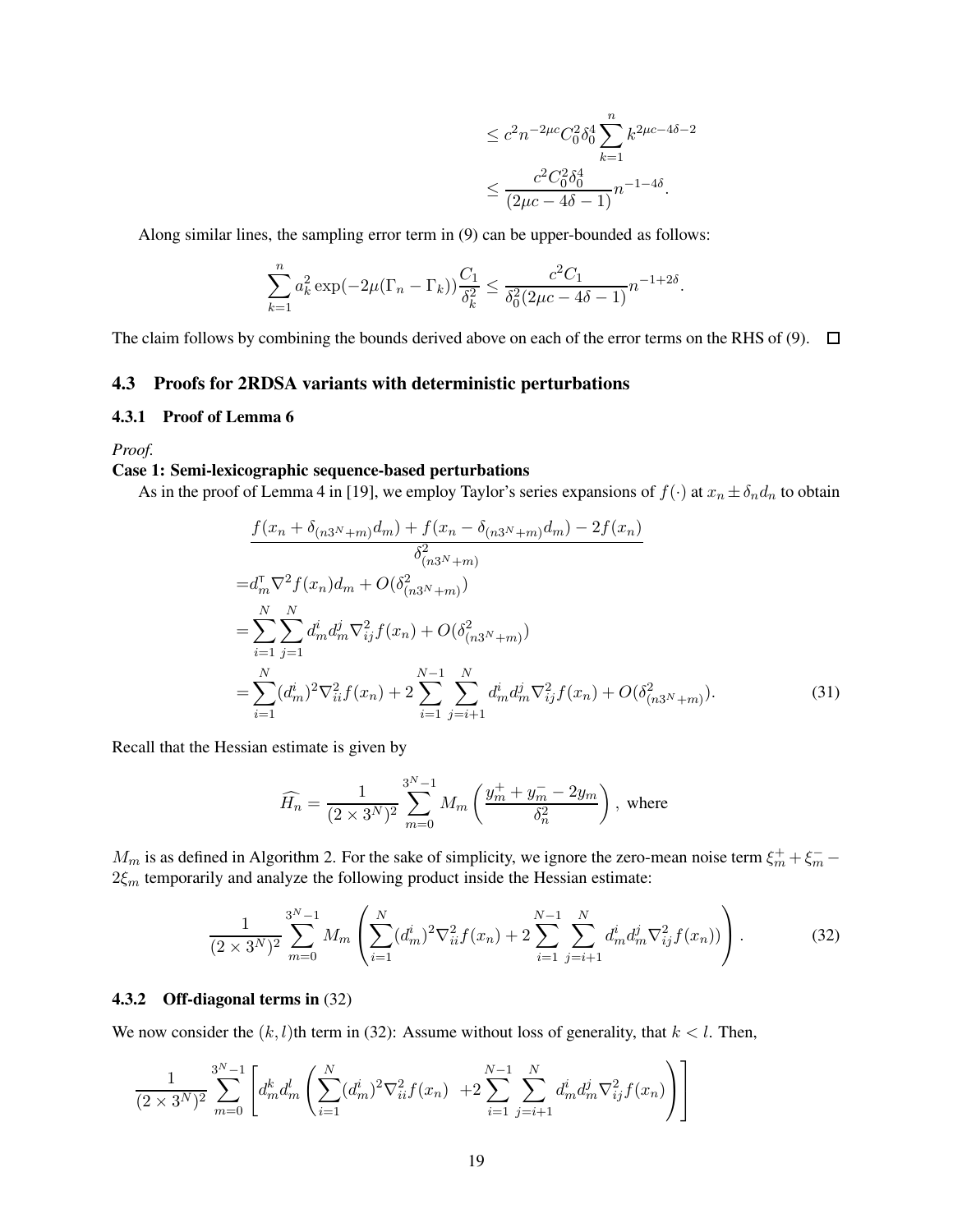$$
\begin{aligned}
&\leq c^2 n^{-2\mu c} C_0^2 \delta_0^4 \sum_{k=1}^{n} k^{2\mu c - 4\delta - 2} \\
&\leq \frac{c^2 C_0^2 \delta_0^4}{(2\mu c - 4\delta - 1)} n^{-1-4\delta}.
\end{aligned}
$$

Along similar lines, the sampling error term in (9) can be upper-bounded as follows:

$$
\sum_{k=1}^{n} a_k^2 \exp(-2\mu(\Gamma_n - \Gamma_k)) \frac{C_1}{\delta_k^2} \leq \frac{c^2 C_1}{\delta_0^2 (2\mu c - 4\delta - 1)} n^{-1+2\delta}.
$$

The claim follows by combining the bounds derived above on each of the error terms on the RHS of (9). □

### 4.3 Proofs for 2RDSA variants with deterministic perturbations

#### 4.3.1 Proof of Lemma 6

*Proof.*

**Case 1: Semi-lexicographic sequence-based perturbations**

As in the proof of Lemma 4 in [19], we employ Taylor's series expansions of $f(\cdot)$ at $x_n \pm \delta_n d_n$ to obtain

$$
\begin{aligned}
&\frac{f(x_n + \delta_{(n3^N+m)} d_m) + f(x_n - \delta_{(n3^N+m)} d_m) - 2f(x_n)}{\delta^2_{(n3^N+m)}} \\
=& d_m^{\mathsf{T}} \nabla^2 f(x_n) d_m + O(\delta^2_{(n3^N+m)}) \\
=& \sum_{i=1}^{N} \sum_{j=1}^{N} d_m^i d_m^j \nabla^2_{ij} f(x_n) + O(\delta^2_{(n3^N+m)}) \\
=& \sum_{i=1}^{N} (d_m^i)^2 \nabla^2_{ii} f(x_n) + 2 \sum_{i=1}^{N-1} \sum_{j=i+1}^{N} d_m^i d_m^j \nabla^2_{ij} f(x_n) + O(\delta^2_{(n3^N+m)}).
\end{aligned} \tag{31}
$$

Recall that the Hessian estimate is given by

$$
\widehat{H_n} = \frac{1}{(2 \times 3^N)^2} \sum_{m=0}^{3^N-1} M_m \left( \frac{y_m^+ + y_m^- - 2y_m}{\delta_n^2} \right), \text{ where}
$$

$M_m$ is as defined in Algorithm 2. For the sake of simplicity, we ignore the zero-mean noise term $\xi_m^+ + \xi_m^- - 2\xi_m$ temporarily and analyze the following product inside the Hessian estimate:

$$
\frac{1}{(2 \times 3^N)^2} \sum_{m=0}^{3^N-1} M_m \left( \sum_{i=1}^{N} (d_m^i)^2 \nabla^2_{ii} f(x_n) + 2 \sum_{i=1}^{N-1} \sum_{j=i+1}^{N} d_m^i d_m^j \nabla^2_{ij} f(x_n) \right). \tag{32}
$$

#### 4.3.2 Off-diagonal terms in (32)

We now consider the $(k, l)$th term in (32): Assume without loss of generality, that $k < l$. Then,

$$
\frac{1}{(2 \times 3^N)^2} \sum_{m=0}^{3^N-1} \left[ d_m^k d_m^l \left( \sum_{i=1}^{N} (d_m^i)^2 \nabla^2_{ii} f(x_n) \; + 2 \sum_{i=1}^{N-1} \sum_{j=i+1}^{N} d_m^i d_m^j \nabla^2_{ij} f(x_n) \right) \right]
$$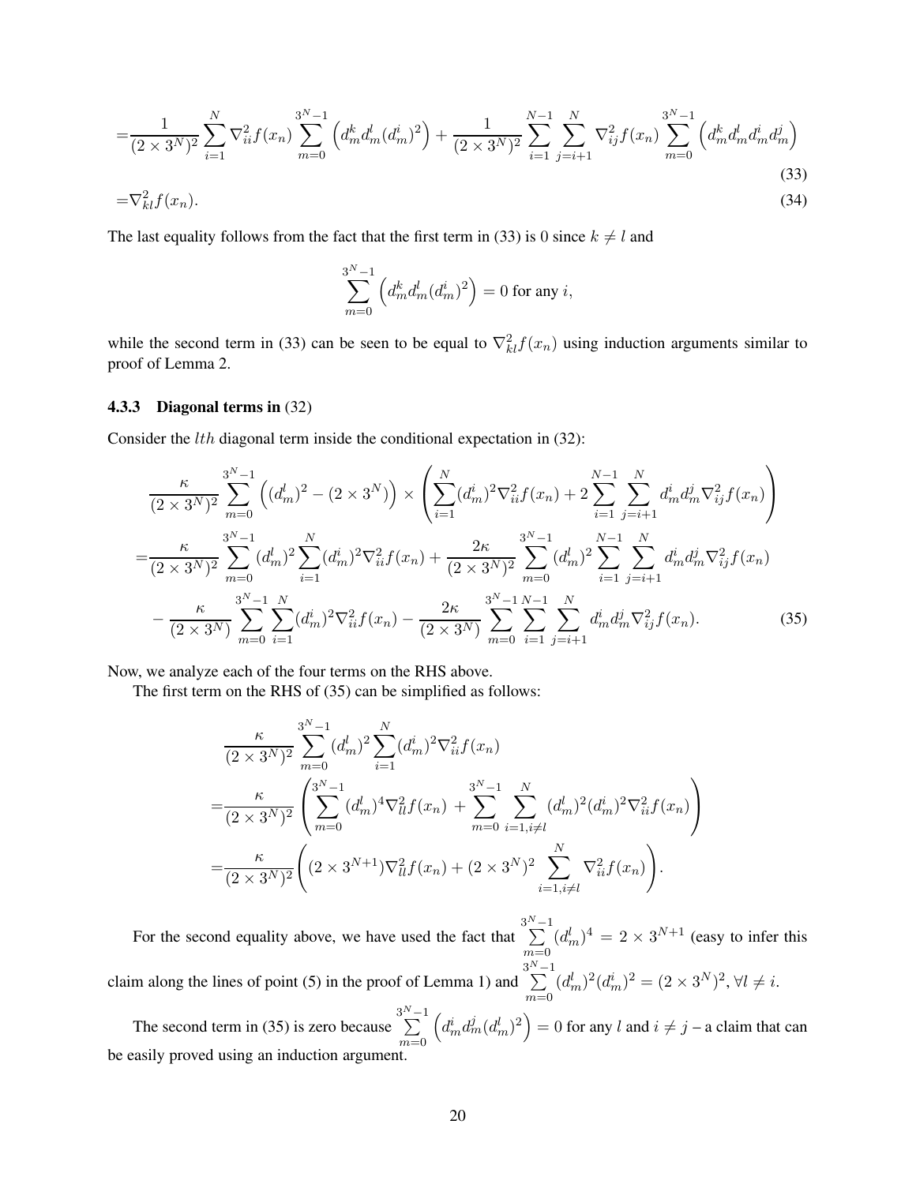$$
=\frac{1}{(2 \times 3^N)^2} \sum_{i=1}^{N} \nabla^2_{ii} f(x_n) \sum_{m=0}^{3^N-1} \left( d^k_m d^l_m (d^i_m)^2 \right) + \frac{1}{(2 \times 3^N)^2} \sum_{i=1}^{N-1} \sum_{j=i+1}^{N} \nabla^2_{ij} f(x_n) \sum_{m=0}^{3^N-1} \left( d^k_m d^l_m d^i_m d^j_m \right) \tag{33}
$$

$$
=\nabla^2_{kl} f(x_n). \tag{34}
$$

The last equality follows from the fact that the first term in (33) is 0 since $k \neq l$ and

$$
\sum_{m=0}^{3^N-1} \left( d^k_m d^l_m (d^i_m)^2 \right) = 0 \text{ for any } i,
$$

while the second term in (33) can be seen to be equal to $\nabla^2_{kl} f(x_n)$ using induction arguments similar to proof of Lemma 2.

### 4.3.3 Diagonal terms in (32)

Consider the $lth$ diagonal term inside the conditional expectation in (32):

$$
\begin{aligned}
&\frac{\kappa}{(2 \times 3^N)^2} \sum_{m=0}^{3^N-1} \left( (d^l_m)^2 - (2 \times 3^N) \right) \times \left( \sum_{i=1}^{N} (d^i_m)^2 \nabla^2_{ii} f(x_n) + 2 \sum_{i=1}^{N-1} \sum_{j=i+1}^{N} d^i_m d^j_m \nabla^2_{ij} f(x_n) \right) \\
=&\frac{\kappa}{(2 \times 3^N)^2} \sum_{m=0}^{3^N-1} (d^l_m)^2 \sum_{i=1}^{N} (d^i_m)^2 \nabla^2_{ii} f(x_n) + \frac{2\kappa}{(2 \times 3^N)^2} \sum_{m=0}^{3^N-1} (d^l_m)^2 \sum_{i=1}^{N-1} \sum_{j=i+1}^{N} d^i_m d^j_m \nabla^2_{ij} f(x_n) \\
&- \frac{\kappa}{(2 \times 3^N)} \sum_{m=0}^{3^N-1} \sum_{i=1}^{N} (d^i_m)^2 \nabla^2_{ii} f(x_n) - \frac{2\kappa}{(2 \times 3^N)} \sum_{m=0}^{3^N-1} \sum_{i=1}^{N-1} \sum_{j=i+1}^{N} d^i_m d^j_m \nabla^2_{ij} f(x_n).
\end{aligned} \tag{35}
$$

Now, we analyze each of the four terms on the RHS above.

The first term on the RHS of (35) can be simplified as follows:

$$
\begin{aligned}
&\frac{\kappa}{(2 \times 3^N)^2} \sum_{m=0}^{3^N-1} (d^l_m)^2 \sum_{i=1}^{N} (d^i_m)^2 \nabla^2_{ii} f(x_n) \\
=&\frac{\kappa}{(2 \times 3^N)^2} \left( \sum_{m=0}^{3^N-1} (d^l_m)^4 \nabla^2_{ll} f(x_n) + \sum_{m=0}^{3^N-1} \sum_{i=1, i \neq l}^{N} (d^l_m)^2 (d^i_m)^2 \nabla^2_{ii} f(x_n) \right) \\
=&\frac{\kappa}{(2 \times 3^N)^2} \left( (2 \times 3^{N+1}) \nabla^2_{ll} f(x_n) + (2 \times 3^N)^2 \sum_{i=1, i \neq l}^{N} \nabla^2_{ii} f(x_n) \right).
\end{aligned}
$$

For the second equality above, we have used the fact that $\sum_{m=0}^{3^N-1} (d^l_m)^4 = 2 \times 3^{N+1}$ (easy to infer this claim along the lines of point (5) in the proof of Lemma 1) and $\sum_{m=0}^{3^N-1} (d^l_m)^2 (d^i_m)^2 = (2 \times 3^N)^2, \forall l \neq i$.

The second term in (35) is zero because $\sum_{m=0}^{3^N-1} \left( d^i_m d^j_m (d^l_m)^2 \right) = 0$ for any $l$ and $i \neq j$ – a claim that can be easily proved using an induction argument.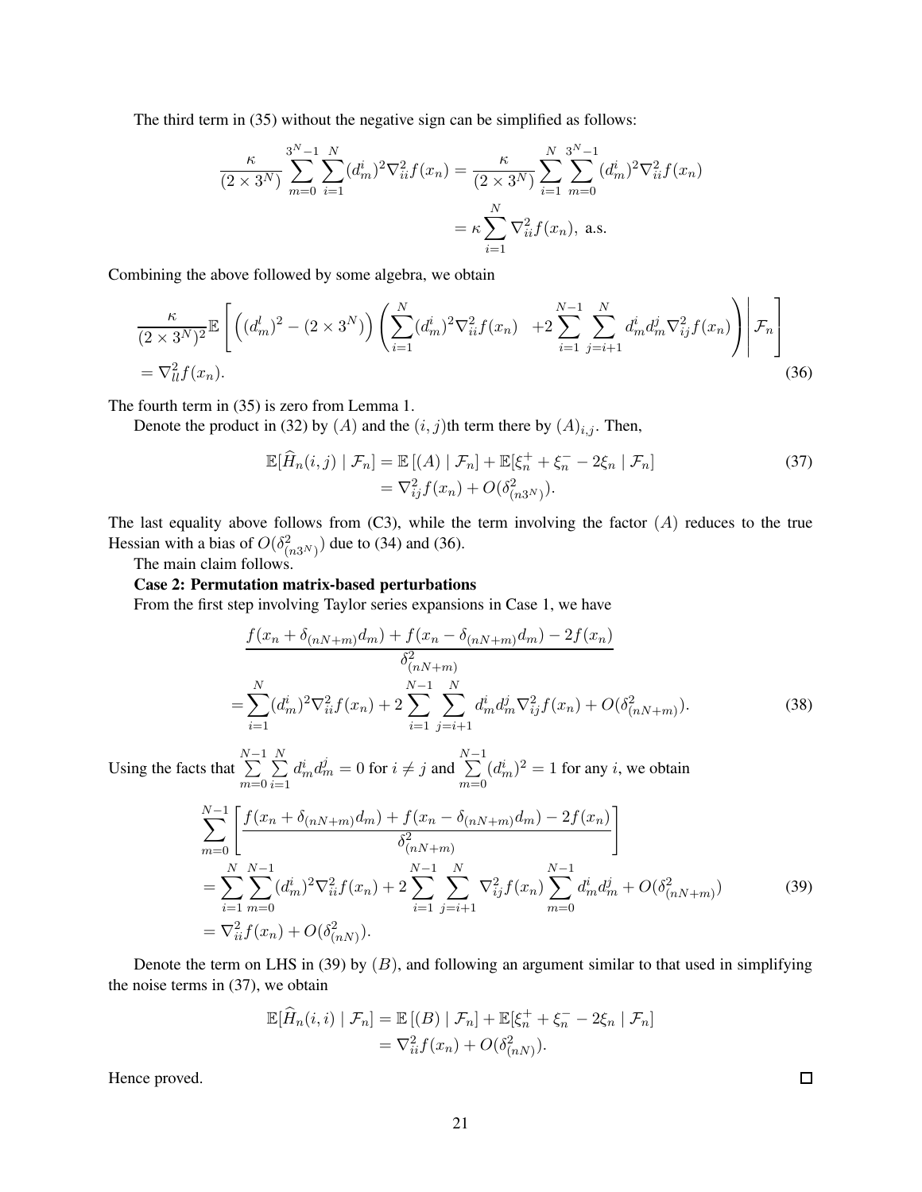The third term in (35) without the negative sign can be simplified as follows:

$$
\begin{aligned}
\frac{\kappa}{(2\times 3^N)} \sum_{m=0}^{3^N-1} \sum_{i=1}^{N} (d_m^i)^2 \nabla_{ii}^2 f(x_n) &= \frac{\kappa}{(2\times 3^N)} \sum_{i=1}^{N} \sum_{m=0}^{3^N-1} (d_m^i)^2 \nabla_{ii}^2 f(x_n) \\
&= \kappa \sum_{i=1}^{N} \nabla_{ii}^2 f(x_n), \text{ a.s.}
\end{aligned}
$$

Combining the above followed by some algebra, we obtain

$$
\begin{aligned}
&\frac{\kappa}{(2\times 3^N)^2} \mathbb{E}\left[ \left( (d_m^l)^2 - (2\times 3^N) \right) \left( \sum_{i=1}^{N} (d_m^i)^2 \nabla_{ii}^2 f(x_n) \quad + 2 \sum_{i=1}^{N-1} \sum_{j=i+1}^{N} d_m^i d_m^j \nabla_{ij}^2 f(x_n) \right) \middle| \mathcal{F}_n \right] \\
&= \nabla_{ll}^2 f(x_n).
\end{aligned} \tag{36}
$$

The fourth term in (35) is zero from Lemma 1.

Denote the product in (32) by $(A)$ and the $(i,j)$th term there by $(A)_{i,j}$. Then,

$$
\begin{aligned}
\mathbb{E}[\widehat{H}_n(i,j) \mid \mathcal{F}_n] &= \mathbb{E}\left[(A) \mid \mathcal{F}_n\right] + \mathbb{E}[\xi_n^+ + \xi_n^- - 2\xi_n \mid \mathcal{F}_n] \\
&= \nabla_{ij}^2 f(x_n) + O(\delta_{(n3^N)}^2).
\end{aligned} \tag{37}
$$

The last equality above follows from (C3), while the term involving the factor $(A)$ reduces to the true Hessian with a bias of $O(\delta_{(n3^N)}^2)$ due to (34) and (36).

The main claim follows.

**Case 2: Permutation matrix-based perturbations**

From the first step involving Taylor series expansions in Case 1, we have

$$
\begin{aligned}
&\frac{f(x_n + \delta_{(nN+m)} d_m) + f(x_n - \delta_{(nN+m)} d_m) - 2f(x_n)}{\delta_{(nN+m)}^2} \\
=& \sum_{i=1}^{N} (d_m^i)^2 \nabla_{ii}^2 f(x_n) + 2 \sum_{i=1}^{N-1} \sum_{j=i+1}^{N} d_m^i d_m^j \nabla_{ij}^2 f(x_n) + O(\delta_{(nN+m)}^2).
\end{aligned} \tag{38}
$$

Using the facts that $\sum\limits_{m=0}^{N-1} \sum\limits_{i=1}^{N} d_m^i d_m^j = 0$ for $i \neq j$ and $\sum\limits_{m=0}^{N-1} (d_m^i)^2 = 1$ for any $i$, we obtain

$$
\begin{aligned}
&\sum_{m=0}^{N-1} \left[ \frac{f(x_n + \delta_{(nN+m)} d_m) + f(x_n - \delta_{(nN+m)} d_m) - 2f(x_n)}{\delta_{(nN+m)}^2} \right] \\
&= \sum_{i=1}^{N} \sum_{m=0}^{N-1} (d_m^i)^2 \nabla_{ii}^2 f(x_n) + 2 \sum_{i=1}^{N-1} \sum_{j=i+1}^{N} \nabla_{ij}^2 f(x_n) \sum_{m=0}^{N-1} d_m^i d_m^j + O(\delta_{(nN+m)}^2) \\
&= \nabla_{ii}^2 f(x_n) + O(\delta_{(nN)}^2).
\end{aligned} \tag{39}
$$

Denote the term on LHS in (39) by $(B)$, and following an argument similar to that used in simplifying the noise terms in (37), we obtain

$$
\begin{aligned}
\mathbb{E}[\widehat{H}_n(i,i) \mid \mathcal{F}_n] &= \mathbb{E}\left[(B) \mid \mathcal{F}_n\right] + \mathbb{E}[\xi_n^+ + \xi_n^- - 2\xi_n \mid \mathcal{F}_n] \\
&= \nabla_{ii}^2 f(x_n) + O(\delta_{(nN)}^2).
\end{aligned}
$$

Hence proved. $\square$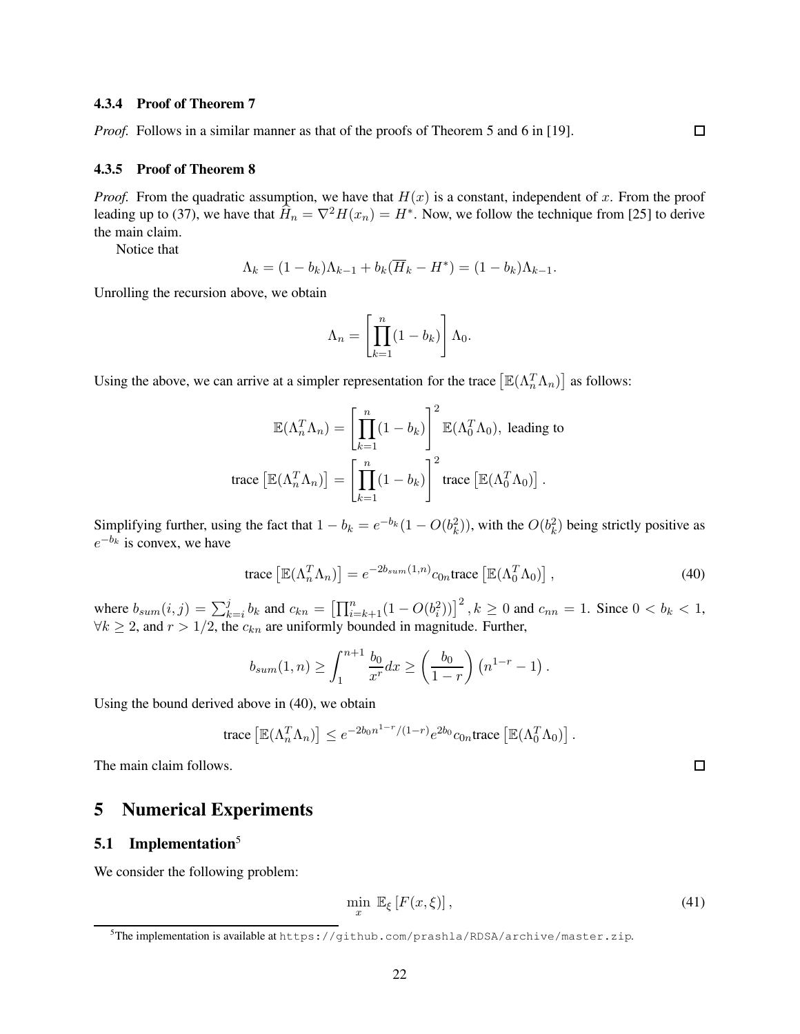#### 4.3.4 Proof of Theorem 7

*Proof.* Follows in a similar manner as that of the proofs of Theorem 5 and 6 in [19]. □

#### 4.3.5 Proof of Theorem 8

*Proof.* From the quadratic assumption, we have that $H(x)$ is a constant, independent of $x$. From the proof leading up to (37), we have that $\widehat{H}_n = \nabla^2 H(x_n) = H^*$. Now, we follow the technique from [25] to derive the main claim.

Notice that

$$\Lambda_k = (1 - b_k)\Lambda_{k-1} + b_k(\overline{H}_k - H^*) = (1 - b_k)\Lambda_{k-1}.$$

Unrolling the recursion above, we obtain

$$\Lambda_n = \left[\prod_{k=1}^{n}(1 - b_k)\right] \Lambda_0.$$

Using the above, we can arrive at a simpler representation for the trace $\left[\mathbb{E}(\Lambda_n^T \Lambda_n)\right]$ as follows:

$$\mathbb{E}(\Lambda_n^T \Lambda_n) = \left[\prod_{k=1}^{n}(1 - b_k)\right]^2 \mathbb{E}(\Lambda_0^T \Lambda_0), \text{ leading to}$$

$$\text{trace}\left[\mathbb{E}(\Lambda_n^T \Lambda_n)\right] = \left[\prod_{k=1}^{n}(1 - b_k)\right]^2 \text{trace}\left[\mathbb{E}(\Lambda_0^T \Lambda_0)\right].$$

Simplifying further, using the fact that $1 - b_k = e^{-b_k}(1 - O(b_k^2))$, with the $O(b_k^2)$ being strictly positive as $e^{-b_k}$ is convex, we have

$$\text{trace}\left[\mathbb{E}(\Lambda_n^T \Lambda_n)\right] = e^{-2b_{sum}(1,n)} c_{0n} \text{trace}\left[\mathbb{E}(\Lambda_0^T \Lambda_0)\right], \tag{40}$$

where $b_{sum}(i, j) = \sum_{k=i}^{j} b_k$ and $c_{kn} = \left[\prod_{i=k+1}^{n}(1 - O(b_i^2))\right]^2, k \geq 0$ and $c_{nn} = 1$. Since $0 < b_k < 1$, $\forall k \geq 2$, and $r > 1/2$, the $c_{kn}$ are uniformly bounded in magnitude. Further,

$$b_{sum}(1, n) \geq \int_1^{n+1} \frac{b_0}{x^r} dx \geq \left(\frac{b_0}{1 - r}\right) \left(n^{1-r} - 1\right).$$

Using the bound derived above in (40), we obtain

$$\text{trace}\left[\mathbb{E}(\Lambda_n^T \Lambda_n)\right] \leq e^{-2b_0 n^{1-r}/(1-r)} e^{2b_0} c_{0n} \text{trace}\left[\mathbb{E}(\Lambda_0^T \Lambda_0)\right].$$

The main claim follows. □

# 5 Numerical Experiments

## 5.1 Implementation[5]

We consider the following problem:

$$\min_x \; \mathbb{E}_\xi \left[F(x, \xi)\right], \tag{41}$$

[5] The implementation is available at https://github.com/prashla/RDSA/archive/master.zip.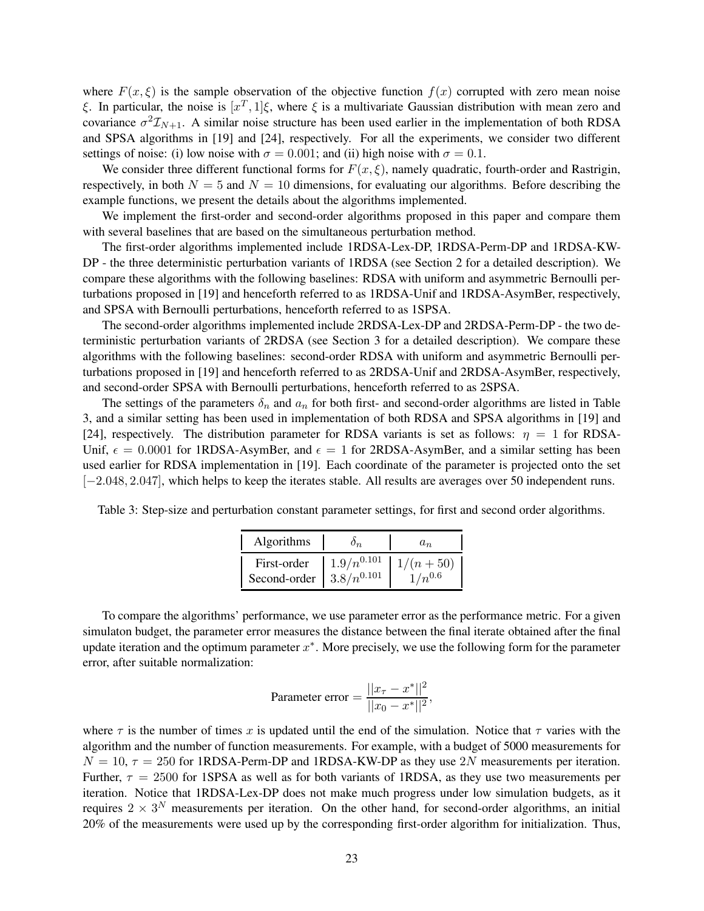where $F(x, \xi)$ is the sample observation of the objective function $f(x)$ corrupted with zero mean noise $\xi$. In particular, the noise is $[x^T, 1]\xi$, where $\xi$ is a multivariate Gaussian distribution with mean zero and covariance $\sigma^2 \mathcal{I}_{N+1}$. A similar noise structure has been used earlier in the implementation of both RDSA and SPSA algorithms in [19] and [24], respectively. For all the experiments, we consider two different settings of noise: (i) low noise with $\sigma = 0.001$; and (ii) high noise with $\sigma = 0.1$.

We consider three different functional forms for $F(x, \xi)$, namely quadratic, fourth-order and Rastrigin, respectively, in both $N = 5$ and $N = 10$ dimensions, for evaluating our algorithms. Before describing the example functions, we present the details about the algorithms implemented.

We implement the first-order and second-order algorithms proposed in this paper and compare them with several baselines that are based on the simultaneous perturbation method.

The first-order algorithms implemented include 1RDSA-Lex-DP, 1RDSA-Perm-DP and 1RDSA-KW-DP - the three deterministic perturbation variants of 1RDSA (see Section 2 for a detailed description). We compare these algorithms with the following baselines: RDSA with uniform and asymmetric Bernoulli perturbations proposed in [19] and henceforth referred to as 1RDSA-Unif and 1RDSA-AsymBer, respectively, and SPSA with Bernoulli perturbations, henceforth referred to as 1SPSA.

The second-order algorithms implemented include 2RDSA-Lex-DP and 2RDSA-Perm-DP - the two deterministic perturbation variants of 2RDSA (see Section 3 for a detailed description). We compare these algorithms with the following baselines: second-order RDSA with uniform and asymmetric Bernoulli perturbations proposed in [19] and henceforth referred to as 2RDSA-Unif and 2RDSA-AsymBer, respectively, and second-order SPSA with Bernoulli perturbations, henceforth referred to as 2SPSA.

The settings of the parameters $\delta_n$ and $a_n$ for both first- and second-order algorithms are listed in Table 3, and a similar setting has been used in implementation of both RDSA and SPSA algorithms in [19] and [24], respectively. The distribution parameter for RDSA variants is set as follows: $\eta = 1$ for RDSA-Unif, $\epsilon = 0.0001$ for 1RDSA-AsymBer, and $\epsilon = 1$ for 2RDSA-AsymBer, and a similar setting has been used earlier for RDSA implementation in [19]. Each coordinate of the parameter is projected onto the set $[-2.048, 2.047]$, which helps to keep the iterates stable. All results are averages over 50 independent runs.

Table 3: Step-size and perturbation constant parameter settings, for first and second order algorithms.

| Algorithms | $\delta_n$ | $a_n$ |
|---|---|---|
| First-order | $1.9/n^{0.101}$ | $1/(n+50)$ |
| Second-order | $3.8/n^{0.101}$ | $1/n^{0.6}$ |

To compare the algorithms' performance, we use parameter error as the performance metric. For a given simulaton budget, the parameter error measures the distance between the final iterate obtained after the final update iteration and the optimum parameter $x^*$. More precisely, we use the following form for the parameter error, after suitable normalization:

$$\text{Parameter error} = \frac{||x_\tau - x^*||^2}{||x_0 - x^*||^2},$$

where $\tau$ is the number of times $x$ is updated until the end of the simulation. Notice that $\tau$ varies with the algorithm and the number of function measurements. For example, with a budget of 5000 measurements for $N = 10$, $\tau = 250$ for 1RDSA-Perm-DP and 1RDSA-KW-DP as they use $2N$ measurements per iteration. Further, $\tau = 2500$ for 1SPSA as well as for both variants of 1RDSA, as they use two measurements per iteration. Notice that 1RDSA-Lex-DP does not make much progress under low simulation budgets, as it requires $2 \times 3^N$ measurements per iteration. On the other hand, for second-order algorithms, an initial 20% of the measurements were used up by the corresponding first-order algorithm for initialization. Thus,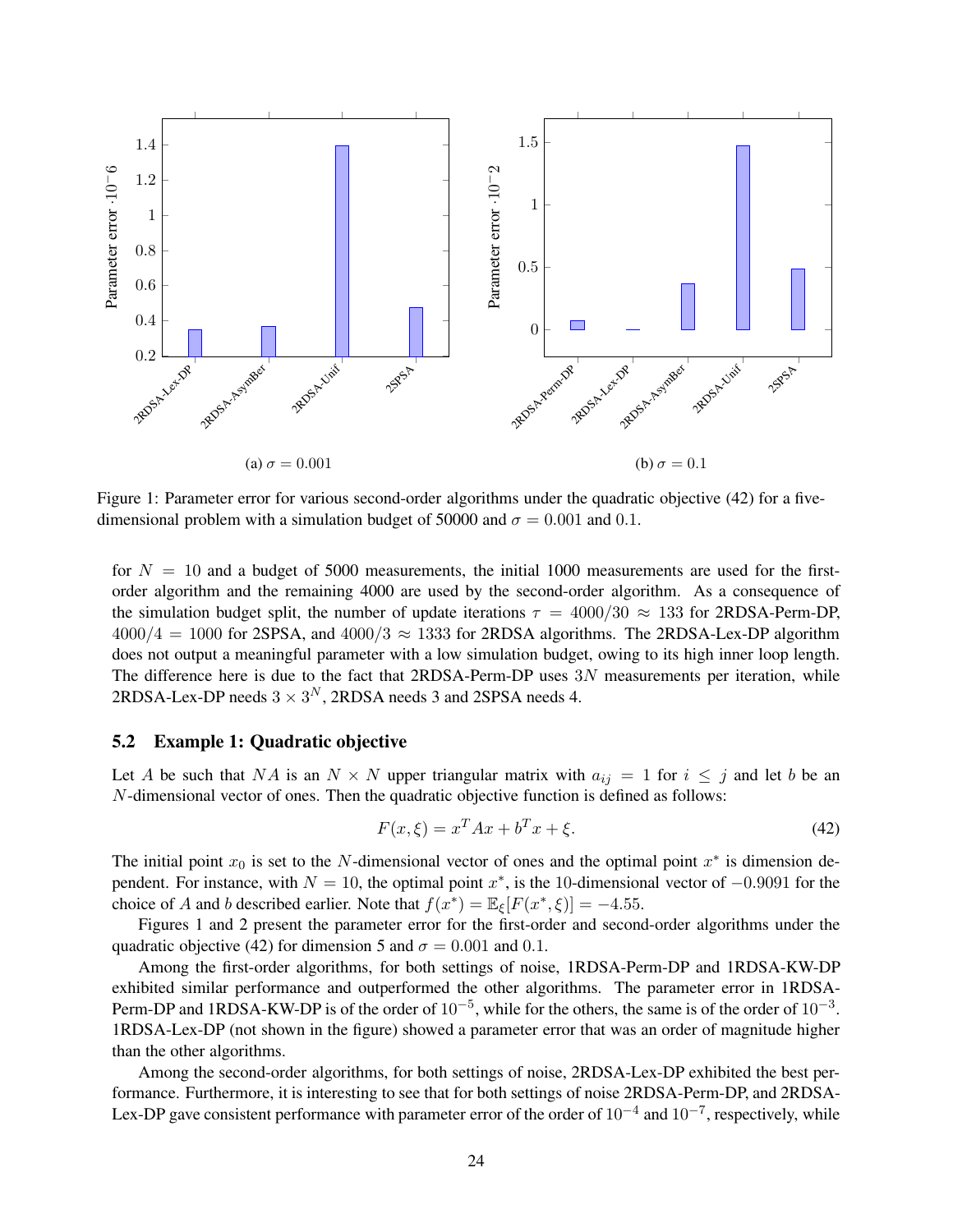(a) $\sigma = 0.001$

(b) $\sigma = 0.1$

Figure 1: Parameter error for various second-order algorithms under the quadratic objective (42) for a five-dimensional problem with a simulation budget of 50000 and $\sigma = 0.001$ and $0.1$.

for $N = 10$ and a budget of 5000 measurements, the initial 1000 measurements are used for the first-order algorithm and the remaining 4000 are used by the second-order algorithm. As a consequence of the simulation budget split, the number of update iterations $\tau = 4000/30 \approx 133$ for 2RDSA-Perm-DP, $4000/4 = 1000$ for 2SPSA, and $4000/3 \approx 1333$ for 2RDSA algorithms. The 2RDSA-Lex-DP algorithm does not output a meaningful parameter with a low simulation budget, owing to its high inner loop length. The difference here is due to the fact that 2RDSA-Perm-DP uses $3N$ measurements per iteration, while 2RDSA-Lex-DP needs $3 \times 3^N$, 2RDSA needs 3 and 2SPSA needs 4.

## 5.2 Example 1: Quadratic objective

Let $A$ be such that $NA$ is an $N \times N$ upper triangular matrix with $a_{ij} = 1$ for $i \leq j$ and let $b$ be an $N$-dimensional vector of ones. Then the quadratic objective function is defined as follows:

$$F(x, \xi) = x^T A x + b^T x + \xi. \tag{42}$$

The initial point $x_0$ is set to the $N$-dimensional vector of ones and the optimal point $x^*$ is dimension dependent. For instance, with $N = 10$, the optimal point $x^*$, is the 10-dimensional vector of $-0.9091$ for the choice of $A$ and $b$ described earlier. Note that $f(x^*) = \mathbb{E}_\xi[F(x^*, \xi)] = -4.55$.

Figures 1 and 2 present the parameter error for the first-order and second-order algorithms under the quadratic objective (42) for dimension 5 and $\sigma = 0.001$ and $0.1$.

Among the first-order algorithms, for both settings of noise, 1RDSA-Perm-DP and 1RDSA-KW-DP exhibited similar performance and outperformed the other algorithms. The parameter error in 1RDSA-Perm-DP and 1RDSA-KW-DP is of the order of $10^{-5}$, while for the others, the same is of the order of $10^{-3}$. 1RDSA-Lex-DP (not shown in the figure) showed a parameter error that was an order of magnitude higher than the other algorithms.

Among the second-order algorithms, for both settings of noise, 2RDSA-Lex-DP exhibited the best performance. Furthermore, it is interesting to see that for both settings of noise 2RDSA-Perm-DP, and 2RDSA-Lex-DP gave consistent performance with parameter error of the order of $10^{-4}$ and $10^{-7}$, respectively, while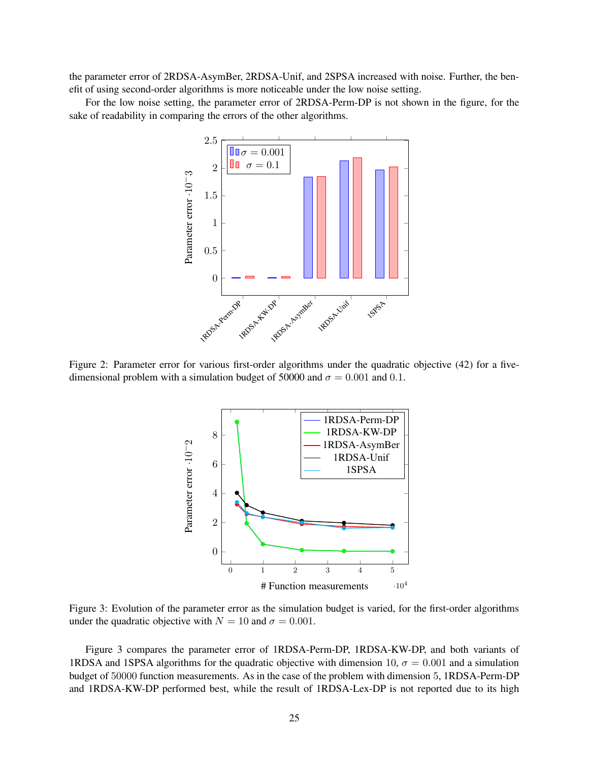the parameter error of 2RDSA-AsymBer, 2RDSA-Unif, and 2SPSA increased with noise. Further, the benefit of using second-order algorithms is more noticeable under the low noise setting.

For the low noise setting, the parameter error of 2RDSA-Perm-DP is not shown in the figure, for the sake of readability in comparing the errors of the other algorithms.

Figure 2: Parameter error for various first-order algorithms under the quadratic objective (42) for a five-dimensional problem with a simulation budget of 50000 and $\sigma = 0.001$ and $0.1$.

Figure 3: Evolution of the parameter error as the simulation budget is varied, for the first-order algorithms under the quadratic objective with $N = 10$ and $\sigma = 0.001$.

Figure 3 compares the parameter error of 1RDSA-Perm-DP, 1RDSA-KW-DP, and both variants of 1RDSA and 1SPSA algorithms for the quadratic objective with dimension $10$, $\sigma = 0.001$ and a simulation budget of $50000$ function measurements. As in the case of the problem with dimension $5$, 1RDSA-Perm-DP and 1RDSA-KW-DP performed best, while the result of 1RDSA-Lex-DP is not reported due to its high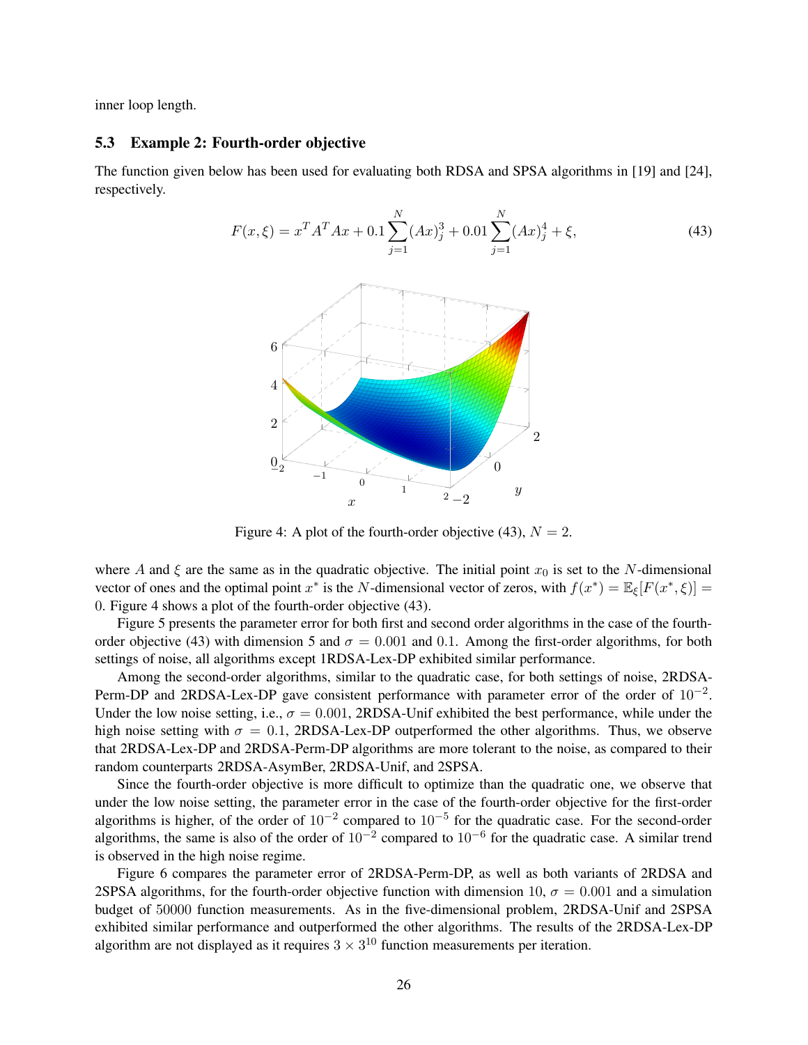inner loop length.

### 5.3 Example 2: Fourth-order objective

The function given below has been used for evaluating both RDSA and SPSA algorithms in [19] and [24], respectively.

$$F(x, \xi) = x^T A^T A x + 0.1 \sum_{j=1}^{N} (Ax)_j^3 + 0.01 \sum_{j=1}^{N} (Ax)_j^4 + \xi, \tag{43}$$

Figure 4: A plot of the fourth-order objective (43), $N = 2$.

where $A$ and $\xi$ are the same as in the quadratic objective. The initial point $x_0$ is set to the $N$-dimensional vector of ones and the optimal point $x^*$ is the $N$-dimensional vector of zeros, with $f(x^*) = \mathbb{E}_\xi[F(x^*, \xi)] = 0$. Figure 4 shows a plot of the fourth-order objective (43).

Figure 5 presents the parameter error for both first and second order algorithms in the case of the fourth-order objective (43) with dimension 5 and $\sigma = 0.001$ and $0.1$. Among the first-order algorithms, for both settings of noise, all algorithms except 1RDSA-Lex-DP exhibited similar performance.

Among the second-order algorithms, similar to the quadratic case, for both settings of noise, 2RDSA-Perm-DP and 2RDSA-Lex-DP gave consistent performance with parameter error of the order of $10^{-2}$. Under the low noise setting, i.e., $\sigma = 0.001$, 2RDSA-Unif exhibited the best performance, while under the high noise setting with $\sigma = 0.1$, 2RDSA-Lex-DP outperformed the other algorithms. Thus, we observe that 2RDSA-Lex-DP and 2RDSA-Perm-DP algorithms are more tolerant to the noise, as compared to their random counterparts 2RDSA-AsymBer, 2RDSA-Unif, and 2SPSA.

Since the fourth-order objective is more difficult to optimize than the quadratic one, we observe that under the low noise setting, the parameter error in the case of the fourth-order objective for the first-order algorithms is higher, of the order of $10^{-2}$ compared to $10^{-5}$ for the quadratic case. For the second-order algorithms, the same is also of the order of $10^{-2}$ compared to $10^{-6}$ for the quadratic case. A similar trend is observed in the high noise regime.

Figure 6 compares the parameter error of 2RDSA-Perm-DP, as well as both variants of 2RDSA and 2SPSA algorithms, for the fourth-order objective function with dimension 10, $\sigma = 0.001$ and a simulation budget of $50000$ function measurements. As in the five-dimensional problem, 2RDSA-Unif and 2SPSA exhibited similar performance and outperformed the other algorithms. The results of the 2RDSA-Lex-DP algorithm are not displayed as it requires $3 \times 3^{10}$ function measurements per iteration.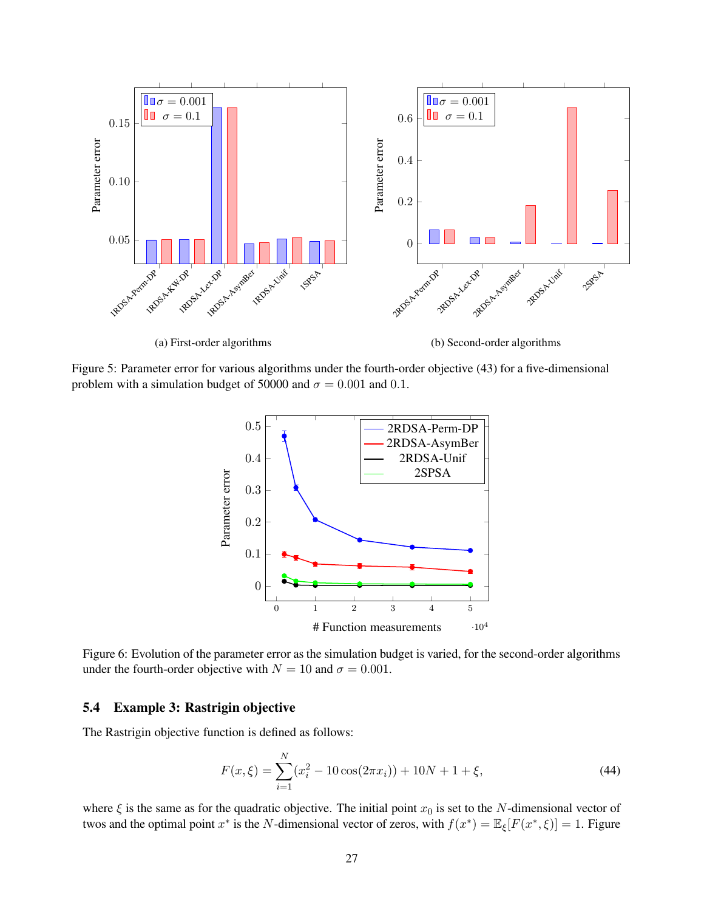(a) First-order algorithms

(b) Second-order algorithms

Figure 5: Parameter error for various algorithms under the fourth-order objective (43) for a five-dimensional problem with a simulation budget of 50000 and $\sigma = 0.001$ and $0.1$.

Figure 6: Evolution of the parameter error as the simulation budget is varied, for the second-order algorithms under the fourth-order objective with $N = 10$ and $\sigma = 0.001$.

### 5.4 Example 3: Rastrigin objective

The Rastrigin objective function is defined as follows:

$$F(x, \xi) = \sum_{i=1}^{N} (x_i^2 - 10\cos(2\pi x_i)) + 10N + 1 + \xi, \tag{44}$$

where $\xi$ is the same as for the quadratic objective. The initial point $x_0$ is set to the $N$-dimensional vector of twos and the optimal point $x^*$ is the $N$-dimensional vector of zeros, with $f(x^*) = \mathbb{E}_\xi[F(x^*, \xi)] = 1$. Figure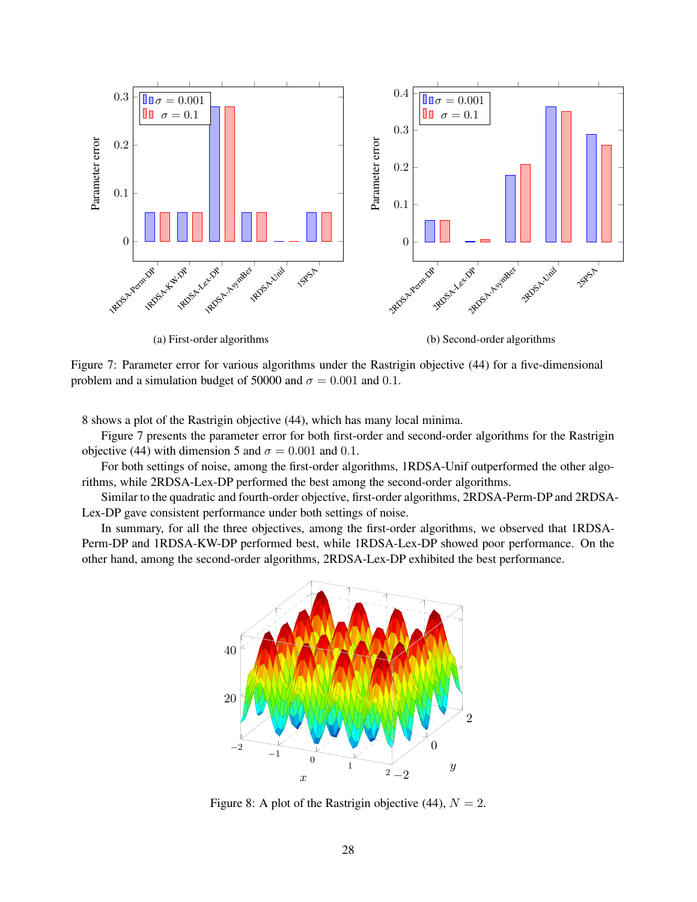(a) First-order algorithms

(b) Second-order algorithms

Figure 7: Parameter error for various algorithms under the Rastrigin objective (44) for a five-dimensional problem and a simulation budget of 50000 and $\sigma = 0.001$ and $0.1$.

8 shows a plot of the Rastrigin objective (44), which has many local minima.

Figure 7 presents the parameter error for both first-order and second-order algorithms for the Rastrigin objective (44) with dimension 5 and $\sigma = 0.001$ and $0.1$.

For both settings of noise, among the first-order algorithms, 1RDSA-Unif outperformed the other algorithms, while 2RDSA-Lex-DP performed the best among the second-order algorithms.

Similar to the quadratic and fourth-order objective, first-order algorithms, 2RDSA-Perm-DP and 2RDSA-Lex-DP gave consistent performance under both settings of noise.

In summary, for all the three objectives, among the first-order algorithms, we observed that 1RDSA-Perm-DP and 1RDSA-KW-DP performed best, while 1RDSA-Lex-DP showed poor performance. On the other hand, among the second-order algorithms, 2RDSA-Lex-DP exhibited the best performance.

Figure 8: A plot of the Rastrigin objective (44), $N = 2$.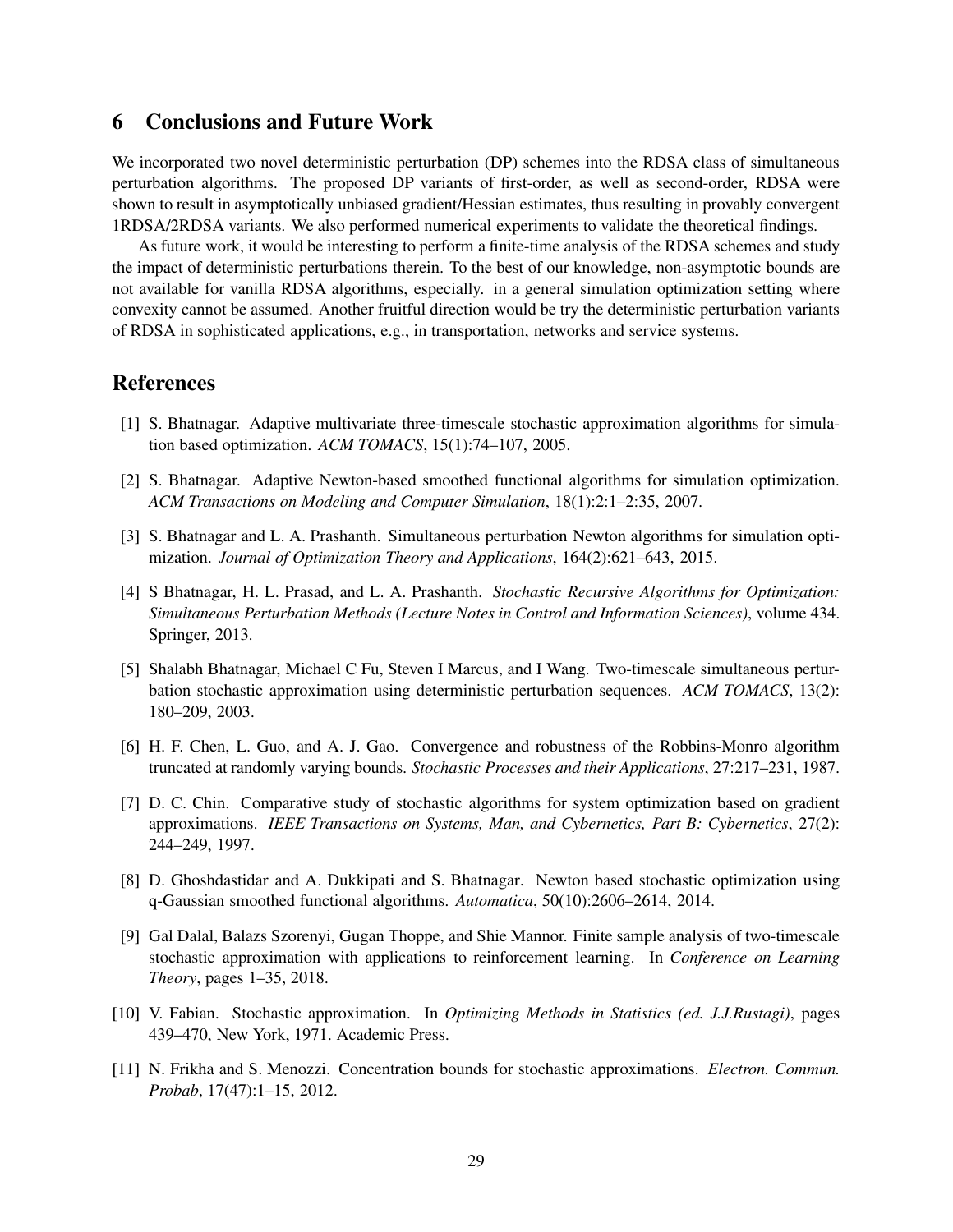## 6 Conclusions and Future Work

We incorporated two novel deterministic perturbation (DP) schemes into the RDSA class of simultaneous perturbation algorithms. The proposed DP variants of first-order, as well as second-order, RDSA were shown to result in asymptotically unbiased gradient/Hessian estimates, thus resulting in provably convergent 1RDSA/2RDSA variants. We also performed numerical experiments to validate the theoretical findings.

As future work, it would be interesting to perform a finite-time analysis of the RDSA schemes and study the impact of deterministic perturbations therein. To the best of our knowledge, non-asymptotic bounds are not available for vanilla RDSA algorithms, especially. in a general simulation optimization setting where convexity cannot be assumed. Another fruitful direction would be try the deterministic perturbation variants of RDSA in sophisticated applications, e.g., in transportation, networks and service systems.

## References

[1] S. Bhatnagar. Adaptive multivariate three-timescale stochastic approximation algorithms for simulation based optimization. *ACM TOMACS*, 15(1):74–107, 2005.

[2] S. Bhatnagar. Adaptive Newton-based smoothed functional algorithms for simulation optimization. *ACM Transactions on Modeling and Computer Simulation*, 18(1):2:1–2:35, 2007.

[3] S. Bhatnagar and L. A. Prashanth. Simultaneous perturbation Newton algorithms for simulation optimization. *Journal of Optimization Theory and Applications*, 164(2):621–643, 2015.

[4] S Bhatnagar, H. L. Prasad, and L. A. Prashanth. *Stochastic Recursive Algorithms for Optimization: Simultaneous Perturbation Methods (Lecture Notes in Control and Information Sciences)*, volume 434. Springer, 2013.

[5] Shalabh Bhatnagar, Michael C Fu, Steven I Marcus, and I Wang. Two-timescale simultaneous perturbation stochastic approximation using deterministic perturbation sequences. *ACM TOMACS*, 13(2): 180–209, 2003.

[6] H. F. Chen, L. Guo, and A. J. Gao. Convergence and robustness of the Robbins-Monro algorithm truncated at randomly varying bounds. *Stochastic Processes and their Applications*, 27:217–231, 1987.

[7] D. C. Chin. Comparative study of stochastic algorithms for system optimization based on gradient approximations. *IEEE Transactions on Systems, Man, and Cybernetics, Part B: Cybernetics*, 27(2): 244–249, 1997.

[8] D. Ghoshdastidar and A. Dukkipati and S. Bhatnagar. Newton based stochastic optimization using q-Gaussian smoothed functional algorithms. *Automatica*, 50(10):2606–2614, 2014.

[9] Gal Dalal, Balazs Szorenyi, Gugan Thoppe, and Shie Mannor. Finite sample analysis of two-timescale stochastic approximation with applications to reinforcement learning. In *Conference on Learning Theory*, pages 1–35, 2018.

[10] V. Fabian. Stochastic approximation. In *Optimizing Methods in Statistics (ed. J.J.Rustagi)*, pages 439–470, New York, 1971. Academic Press.

[11] N. Frikha and S. Menozzi. Concentration bounds for stochastic approximations. *Electron. Commun. Probab*, 17(47):1–15, 2012.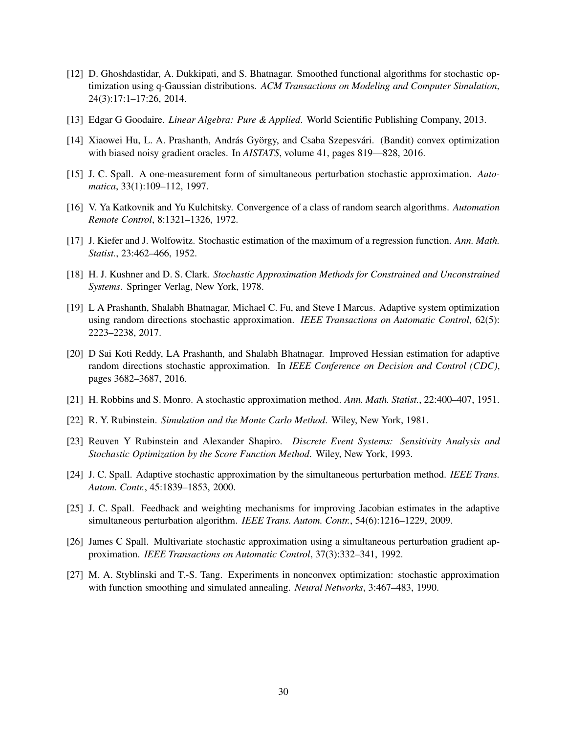[12] D. Ghoshdastidar, A. Dukkipati, and S. Bhatnagar. Smoothed functional algorithms for stochastic optimization using q-Gaussian distributions. *ACM Transactions on Modeling and Computer Simulation*, 24(3):17:1–17:26, 2014.

[13] Edgar G Goodaire. *Linear Algebra: Pure & Applied*. World Scientific Publishing Company, 2013.

[14] Xiaowei Hu, L. A. Prashanth, András György, and Csaba Szepesvári. (Bandit) convex optimization with biased noisy gradient oracles. In *AISTATS*, volume 41, pages 819—828, 2016.

[15] J. C. Spall. A one-measurement form of simultaneous perturbation stochastic approximation. *Automatica*, 33(1):109–112, 1997.

[16] V. Ya Katkovnik and Yu Kulchitsky. Convergence of a class of random search algorithms. *Automation Remote Control*, 8:1321–1326, 1972.

[17] J. Kiefer and J. Wolfowitz. Stochastic estimation of the maximum of a regression function. *Ann. Math. Statist.*, 23:462–466, 1952.

[18] H. J. Kushner and D. S. Clark. *Stochastic Approximation Methods for Constrained and Unconstrained Systems*. Springer Verlag, New York, 1978.

[19] L A Prashanth, Shalabh Bhatnagar, Michael C. Fu, and Steve I Marcus. Adaptive system optimization using random directions stochastic approximation. *IEEE Transactions on Automatic Control*, 62(5): 2223–2238, 2017.

[20] D Sai Koti Reddy, LA Prashanth, and Shalabh Bhatnagar. Improved Hessian estimation for adaptive random directions stochastic approximation. In *IEEE Conference on Decision and Control (CDC)*, pages 3682–3687, 2016.

[21] H. Robbins and S. Monro. A stochastic approximation method. *Ann. Math. Statist.*, 22:400–407, 1951.

[22] R. Y. Rubinstein. *Simulation and the Monte Carlo Method*. Wiley, New York, 1981.

[23] Reuven Y Rubinstein and Alexander Shapiro. *Discrete Event Systems: Sensitivity Analysis and Stochastic Optimization by the Score Function Method*. Wiley, New York, 1993.

[24] J. C. Spall. Adaptive stochastic approximation by the simultaneous perturbation method. *IEEE Trans. Autom. Contr.*, 45:1839–1853, 2000.

[25] J. C. Spall. Feedback and weighting mechanisms for improving Jacobian estimates in the adaptive simultaneous perturbation algorithm. *IEEE Trans. Autom. Contr.*, 54(6):1216–1229, 2009.

[26] James C Spall. Multivariate stochastic approximation using a simultaneous perturbation gradient approximation. *IEEE Transactions on Automatic Control*, 37(3):332–341, 1992.

[27] M. A. Styblinski and T.-S. Tang. Experiments in nonconvex optimization: stochastic approximation with function smoothing and simulated annealing. *Neural Networks*, 3:467–483, 1990.